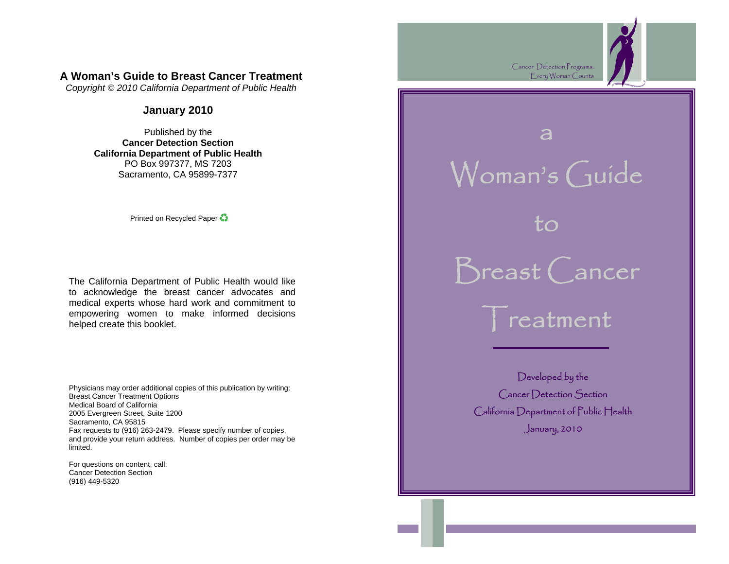**A Woman's Guide to Breast Cancer Treatment**

*Copyright © 2010 California Department of Public Health*

**January 2010**

Published by the
**Cancer Detection Section**
**California Department of Public Health**
PO Box 997377, MS 7203
Sacramento, CA 95899-7377

Printed on Recycled Paper ♻

The California Department of Public Health would like to acknowledge the breast cancer advocates and medical experts whose hard work and commitment to empowering women to make informed decisions helped create this booklet.

Physicians may order additional copies of this publication by writing:
Breast Cancer Treatment Options
Medical Board of California
2005 Evergreen Street, Suite 1200
Sacramento, CA 95815
Fax requests to (916) 263-2479. Please specify number of copies, and provide your return address. Number of copies per order may be limited.

For questions on content, call:
Cancer Detection Section
(916) 449-5320

Cancer Detection Programs:
Every Woman Counts

# a Woman's Guide to Breast Cancer Treatment

Developed by the
Cancer Detection Section
California Department of Public Health
January, 2010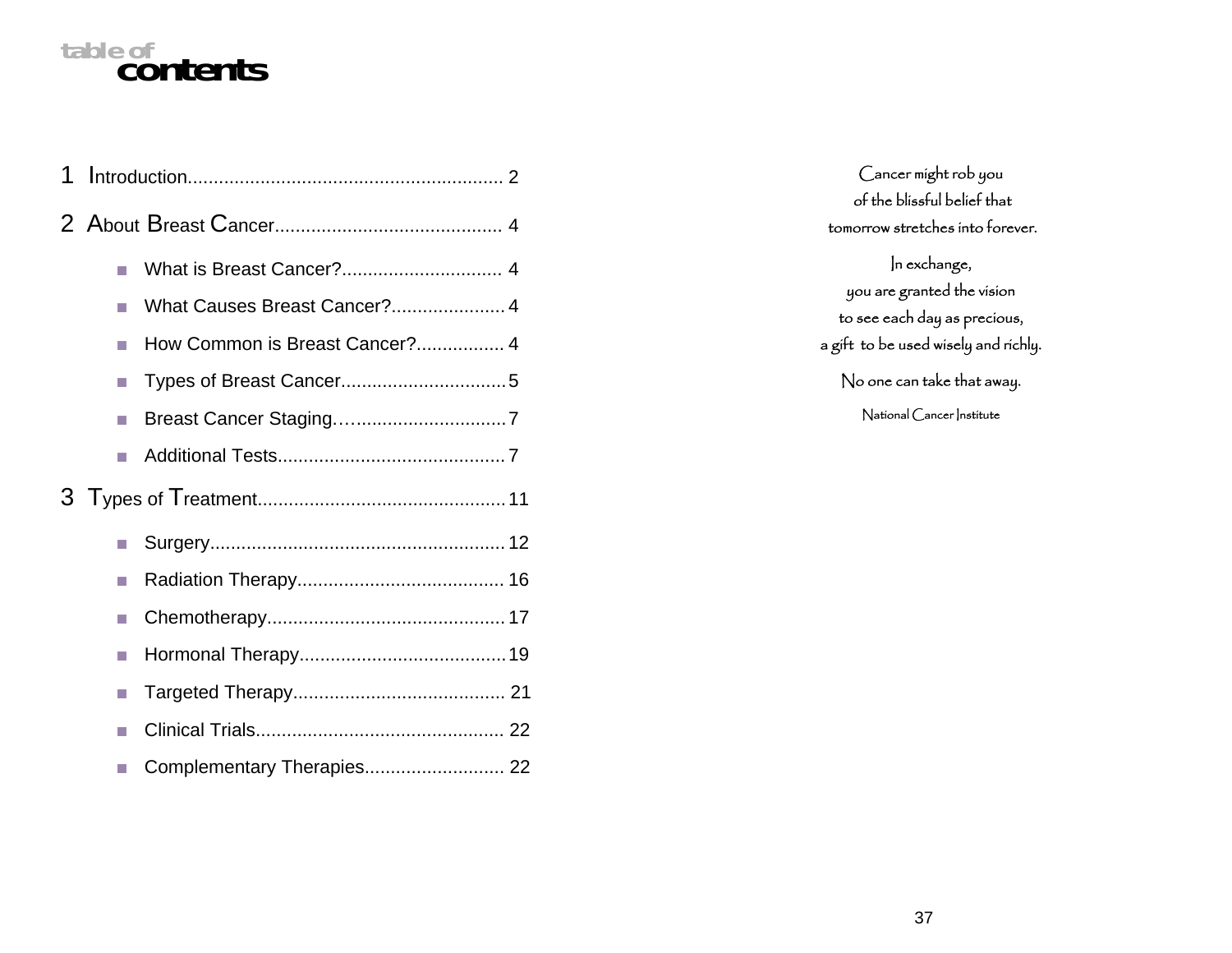# table of contents

1 Introduction............................................................ 2

2 About Breast Cancer............................................ 4

- What is Breast Cancer?............................... 4
- What Causes Breast Cancer?...................... 4
- How Common is Breast Cancer?................. 4
- Types of Breast Cancer................................ 5
- Breast Cancer Staging.…............................. 7
- Additional Tests............................................ 7

3 Types of Treatment............................................... 11

- Surgery......................................................... 12
- Radiation Therapy........................................ 16
- Chemotherapy.............................................. 17
- Hormonal Therapy........................................ 19
- Targeted Therapy......................................... 21
- Clinical Trials................................................ 22
- Complementary Therapies........................... 22

Cancer might rob you
of the blissful belief that
tomorrow stretches into forever.

In exchange,
you are granted the vision
to see each day as precious,
a gift to be used wisely and richly.

No one can take that away.

National Cancer Institute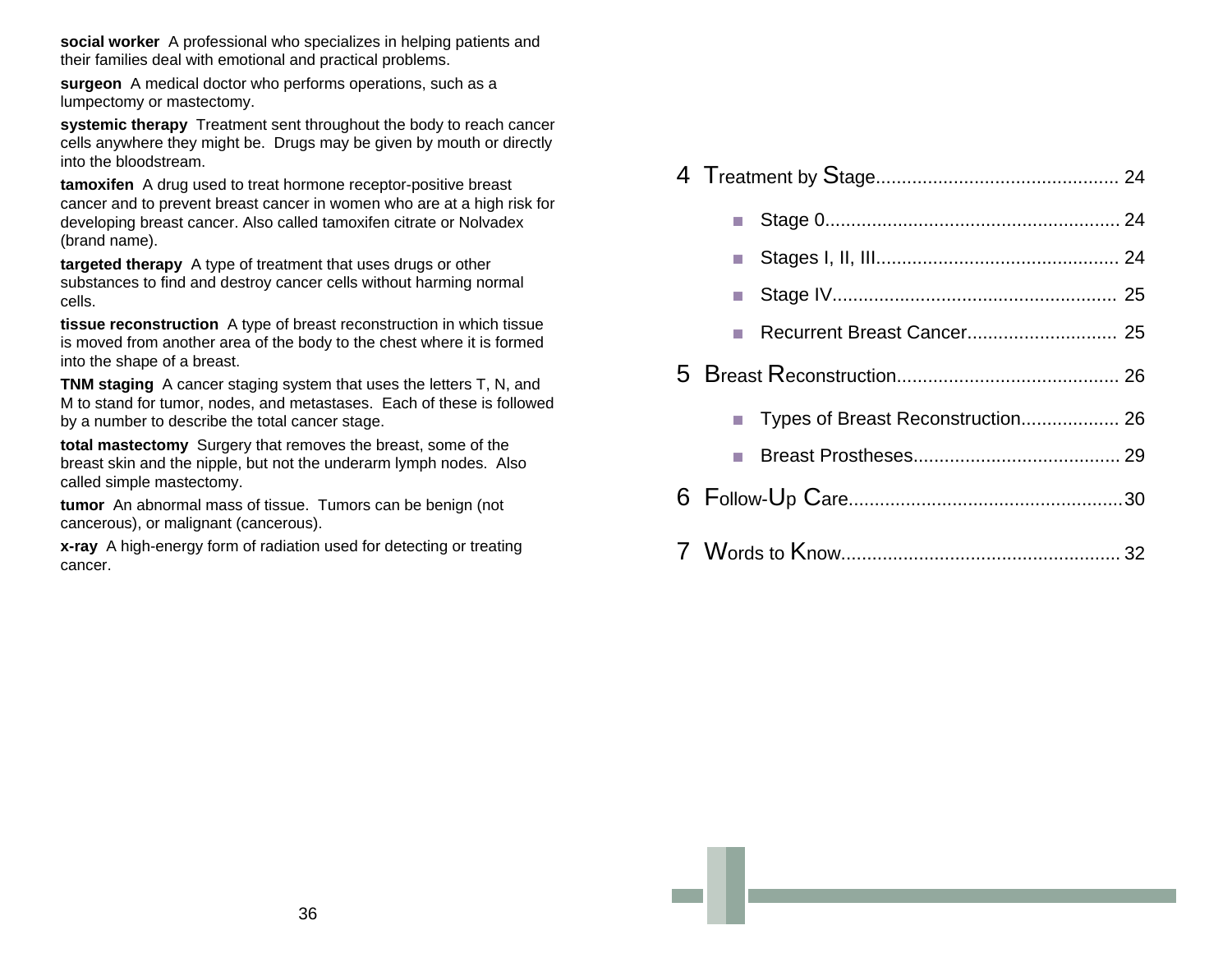**social worker** A professional who specializes in helping patients and their families deal with emotional and practical problems.

**surgeon** A medical doctor who performs operations, such as a lumpectomy or mastectomy.

**systemic therapy** Treatment sent throughout the body to reach cancer cells anywhere they might be. Drugs may be given by mouth or directly into the bloodstream.

**tamoxifen** A drug used to treat hormone receptor-positive breast cancer and to prevent breast cancer in women who are at a high risk for developing breast cancer. Also called tamoxifen citrate or Nolvadex (brand name).

**targeted therapy** A type of treatment that uses drugs or other substances to find and destroy cancer cells without harming normal cells.

**tissue reconstruction** A type of breast reconstruction in which tissue is moved from another area of the body to the chest where it is formed into the shape of a breast.

**TNM staging** A cancer staging system that uses the letters T, N, and M to stand for tumor, nodes, and metastases. Each of these is followed by a number to describe the total cancer stage.

**total mastectomy** Surgery that removes the breast, some of the breast skin and the nipple, but not the underarm lymph nodes. Also called simple mastectomy.

**tumor** An abnormal mass of tissue. Tumors can be benign (not cancerous), or malignant (cancerous).

**x-ray** A high-energy form of radiation used for detecting or treating cancer.

4 Treatment by Stage .............................................. 24

- Stage 0 ........................................................ 24
- Stages I, II, III .............................................. 24
- Stage IV ....................................................... 25
- Recurrent Breast Cancer ............................. 25

5 Breast Reconstruction .......................................... 26

- Types of Breast Reconstruction ................... 26
- Breast Prostheses ........................................ 29

6 Follow-Up Care .................................................... 30

7 Words to Know ..................................................... 32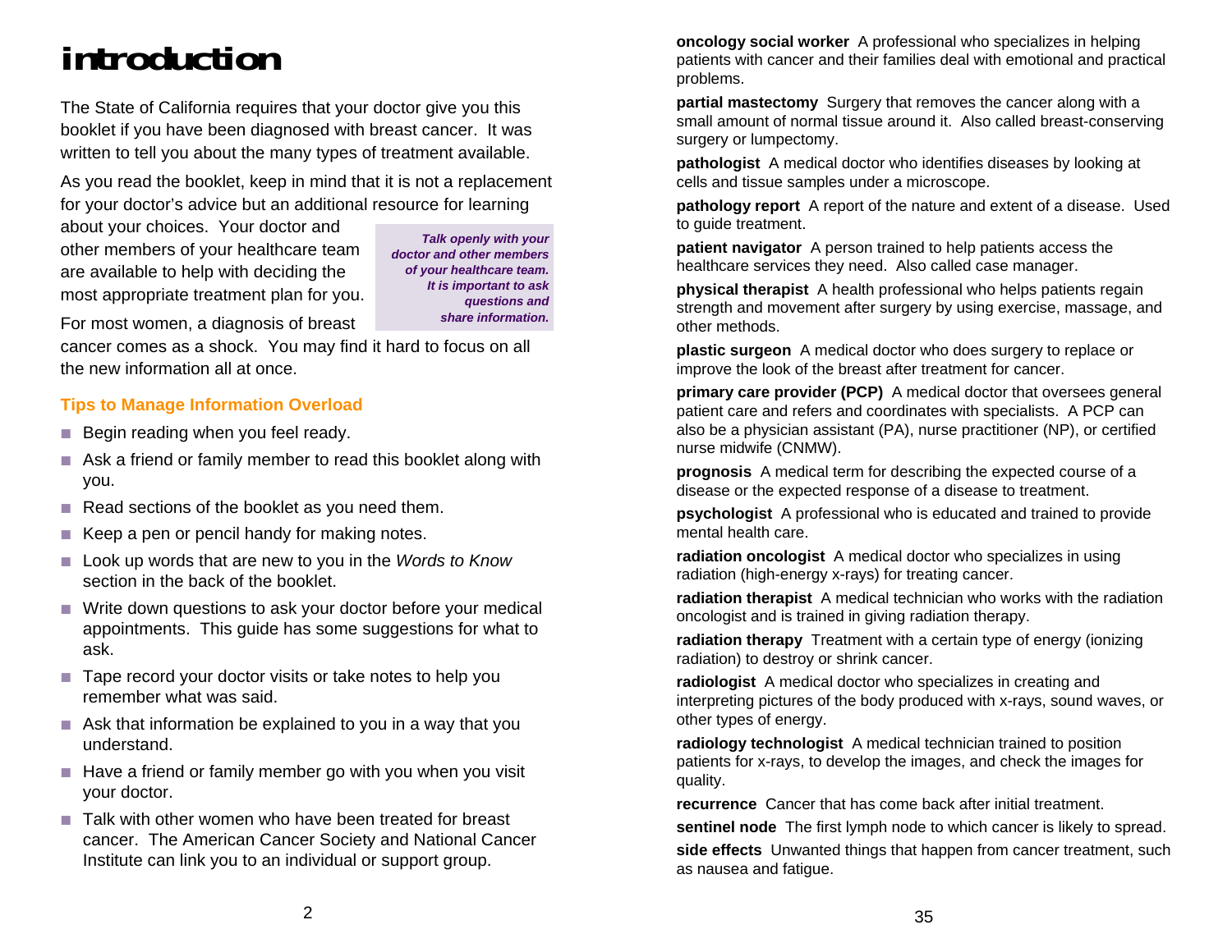# introduction

The State of California requires that your doctor give you this booklet if you have been diagnosed with breast cancer. It was written to tell you about the many types of treatment available.

As you read the booklet, keep in mind that it is not a replacement for your doctor's advice but an additional resource for learning about your choices. Your doctor and other members of your healthcare team are available to help with deciding the most appropriate treatment plan for you.

***Talk openly with your doctor and other members of your healthcare team. It is important to ask questions and share information.***

For most women, a diagnosis of breast cancer comes as a shock. You may find it hard to focus on all the new information all at once.

### Tips to Manage Information Overload

- Begin reading when you feel ready.
- Ask a friend or family member to read this booklet along with you.
- Read sections of the booklet as you need them.
- Keep a pen or pencil handy for making notes.
- Look up words that are new to you in the *Words to Know* section in the back of the booklet.
- Write down questions to ask your doctor before your medical appointments. This guide has some suggestions for what to ask.
- Tape record your doctor visits or take notes to help you remember what was said.
- Ask that information be explained to you in a way that you understand.
- Have a friend or family member go with you when you visit your doctor.
- Talk with other women who have been treated for breast cancer. The American Cancer Society and National Cancer Institute can link you to an individual or support group.

**oncology social worker** A professional who specializes in helping patients with cancer and their families deal with emotional and practical problems.

**partial mastectomy** Surgery that removes the cancer along with a small amount of normal tissue around it. Also called breast-conserving surgery or lumpectomy.

**pathologist** A medical doctor who identifies diseases by looking at cells and tissue samples under a microscope.

**pathology report** A report of the nature and extent of a disease. Used to guide treatment.

**patient navigator** A person trained to help patients access the healthcare services they need. Also called case manager.

**physical therapist** A health professional who helps patients regain strength and movement after surgery by using exercise, massage, and other methods.

**plastic surgeon** A medical doctor who does surgery to replace or improve the look of the breast after treatment for cancer.

**primary care provider (PCP)** A medical doctor that oversees general patient care and refers and coordinates with specialists. A PCP can also be a physician assistant (PA), nurse practitioner (NP), or certified nurse midwife (CNMW).

**prognosis** A medical term for describing the expected course of a disease or the expected response of a disease to treatment.

**psychologist** A professional who is educated and trained to provide mental health care.

**radiation oncologist** A medical doctor who specializes in using radiation (high-energy x-rays) for treating cancer.

**radiation therapist** A medical technician who works with the radiation oncologist and is trained in giving radiation therapy.

**radiation therapy** Treatment with a certain type of energy (ionizing radiation) to destroy or shrink cancer.

**radiologist** A medical doctor who specializes in creating and interpreting pictures of the body produced with x-rays, sound waves, or other types of energy.

**radiology technologist** A medical technician trained to position patients for x-rays, to develop the images, and check the images for quality.

**recurrence** Cancer that has come back after initial treatment.

**sentinel node** The first lymph node to which cancer is likely to spread.

**side effects** Unwanted things that happen from cancer treatment, such as nausea and fatigue.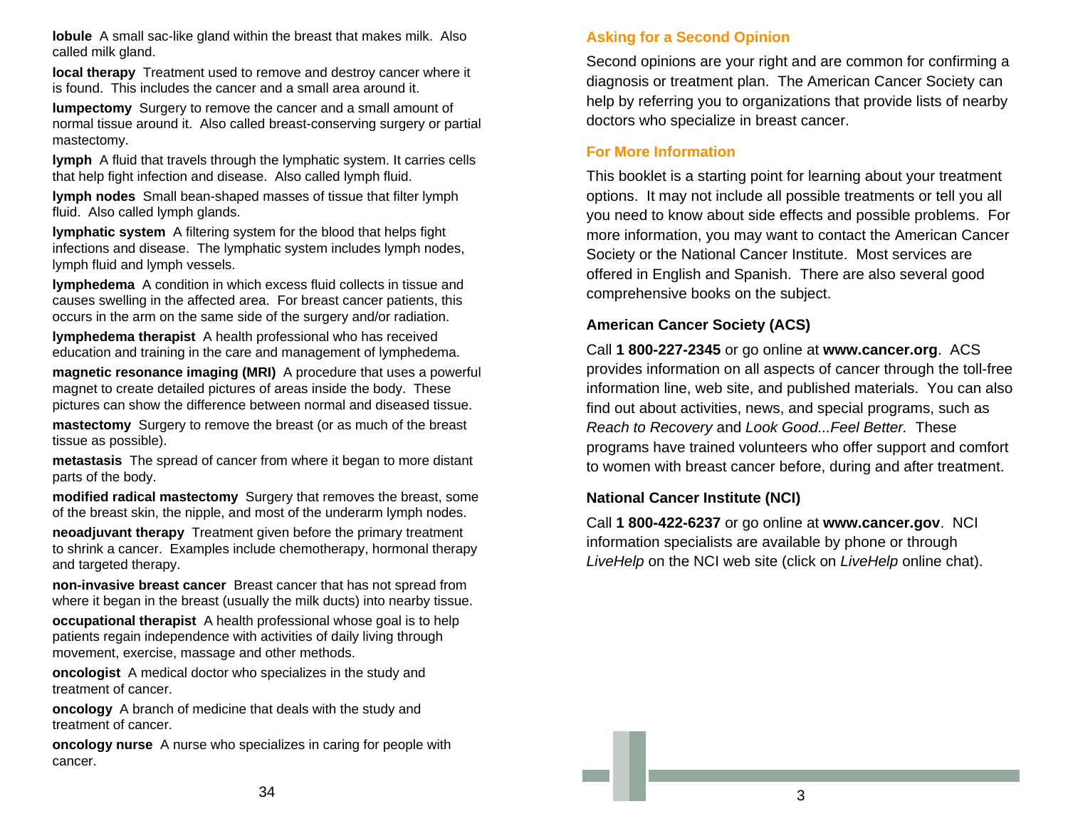**lobule** A small sac-like gland within the breast that makes milk. Also called milk gland.

**local therapy** Treatment used to remove and destroy cancer where it is found. This includes the cancer and a small area around it.

**lumpectomy** Surgery to remove the cancer and a small amount of normal tissue around it. Also called breast-conserving surgery or partial mastectomy.

**lymph** A fluid that travels through the lymphatic system. It carries cells that help fight infection and disease. Also called lymph fluid.

**lymph nodes** Small bean-shaped masses of tissue that filter lymph fluid. Also called lymph glands.

**lymphatic system** A filtering system for the blood that helps fight infections and disease. The lymphatic system includes lymph nodes, lymph fluid and lymph vessels.

**lymphedema** A condition in which excess fluid collects in tissue and causes swelling in the affected area. For breast cancer patients, this occurs in the arm on the same side of the surgery and/or radiation.

**lymphedema therapist** A health professional who has received education and training in the care and management of lymphedema.

**magnetic resonance imaging (MRI)** A procedure that uses a powerful magnet to create detailed pictures of areas inside the body. These pictures can show the difference between normal and diseased tissue.

**mastectomy** Surgery to remove the breast (or as much of the breast tissue as possible).

**metastasis** The spread of cancer from where it began to more distant parts of the body.

**modified radical mastectomy** Surgery that removes the breast, some of the breast skin, the nipple, and most of the underarm lymph nodes.

**neoadjuvant therapy** Treatment given before the primary treatment to shrink a cancer. Examples include chemotherapy, hormonal therapy and targeted therapy.

**non-invasive breast cancer** Breast cancer that has not spread from where it began in the breast (usually the milk ducts) into nearby tissue.

**occupational therapist** A health professional whose goal is to help patients regain independence with activities of daily living through movement, exercise, massage and other methods.

**oncologist** A medical doctor who specializes in the study and treatment of cancer.

**oncology** A branch of medicine that deals with the study and treatment of cancer.

**oncology nurse** A nurse who specializes in caring for people with cancer.

## Asking for a Second Opinion

Second opinions are your right and are common for confirming a diagnosis or treatment plan. The American Cancer Society can help by referring you to organizations that provide lists of nearby doctors who specialize in breast cancer.

## For More Information

This booklet is a starting point for learning about your treatment options. It may not include all possible treatments or tell you all you need to know about side effects and possible problems. For more information, you may want to contact the American Cancer Society or the National Cancer Institute. Most services are offered in English and Spanish. There are also several good comprehensive books on the subject.

### American Cancer Society (ACS)

Call **1 800-227-2345** or go online at **www.cancer.org**. ACS provides information on all aspects of cancer through the toll-free information line, web site, and published materials. You can also find out about activities, news, and special programs, such as *Reach to Recovery* and *Look Good...Feel Better.* These programs have trained volunteers who offer support and comfort to women with breast cancer before, during and after treatment.

### National Cancer Institute (NCI)

Call **1 800-422-6237** or go online at **www.cancer.gov**. NCI information specialists are available by phone or through *LiveHelp* on the NCI web site (click on *LiveHelp* online chat).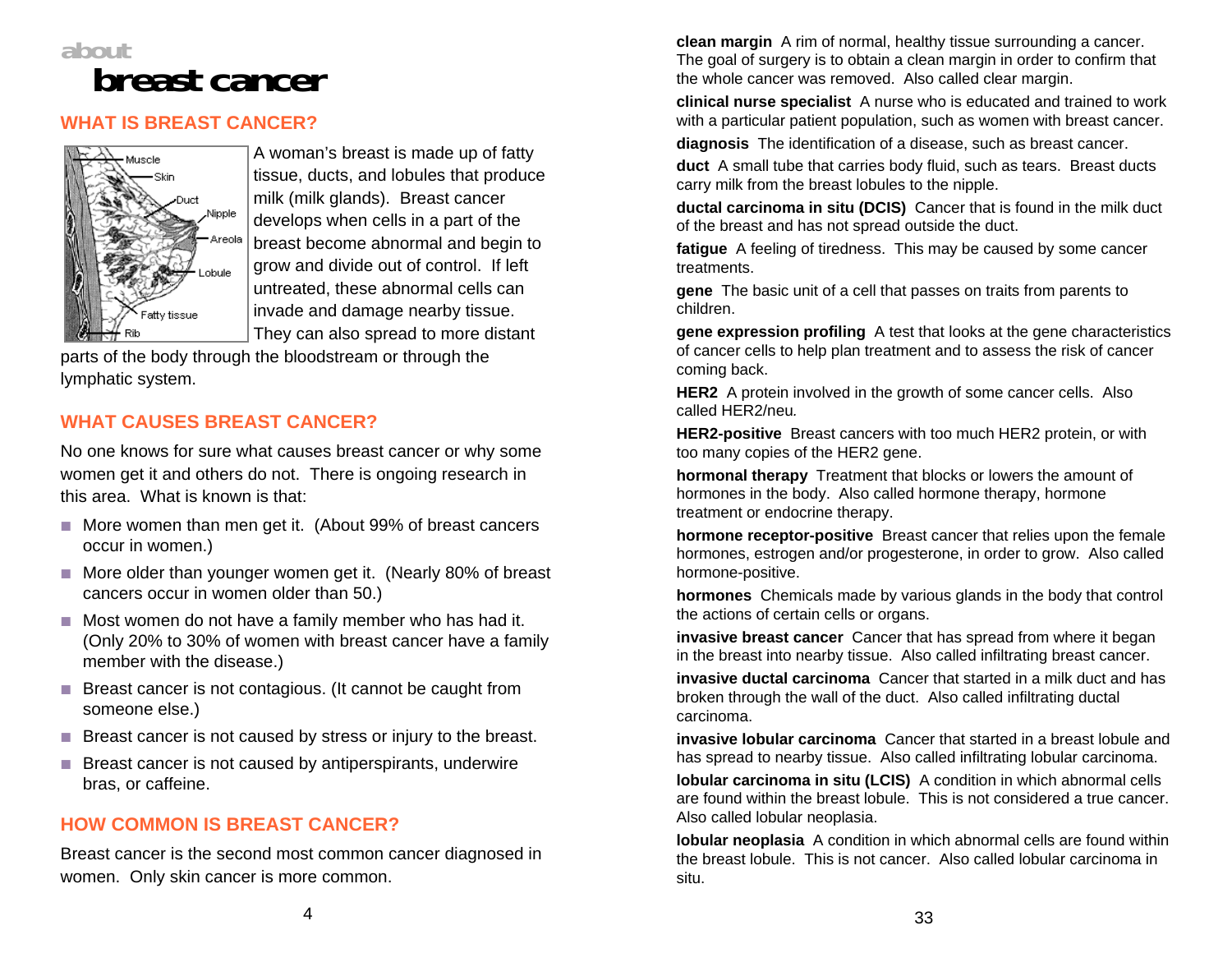about

# breast cancer

## WHAT IS BREAST CANCER?

A woman's breast is made up of fatty tissue, ducts, and lobules that produce milk (milk glands). Breast cancer develops when cells in a part of the breast become abnormal and begin to grow and divide out of control. If left untreated, these abnormal cells can invade and damage nearby tissue. They can also spread to more distant parts of the body through the bloodstream or through the lymphatic system.

## WHAT CAUSES BREAST CANCER?

No one knows for sure what causes breast cancer or why some women get it and others do not. There is ongoing research in this area. What is known is that:

- More women than men get it. (About 99% of breast cancers occur in women.)
- More older than younger women get it. (Nearly 80% of breast cancers occur in women older than 50.)
- Most women do not have a family member who has had it. (Only 20% to 30% of women with breast cancer have a family member with the disease.)
- Breast cancer is not contagious. (It cannot be caught from someone else.)
- Breast cancer is not caused by stress or injury to the breast.
- Breast cancer is not caused by antiperspirants, underwire bras, or caffeine.

## HOW COMMON IS BREAST CANCER?

Breast cancer is the second most common cancer diagnosed in women. Only skin cancer is more common.

**clean margin** A rim of normal, healthy tissue surrounding a cancer. The goal of surgery is to obtain a clean margin in order to confirm that the whole cancer was removed. Also called clear margin.

**clinical nurse specialist** A nurse who is educated and trained to work with a particular patient population, such as women with breast cancer.

**diagnosis** The identification of a disease, such as breast cancer.

**duct** A small tube that carries body fluid, such as tears. Breast ducts carry milk from the breast lobules to the nipple.

**ductal carcinoma in situ (DCIS)** Cancer that is found in the milk duct of the breast and has not spread outside the duct.

**fatigue** A feeling of tiredness. This may be caused by some cancer treatments.

**gene** The basic unit of a cell that passes on traits from parents to children.

**gene expression profiling** A test that looks at the gene characteristics of cancer cells to help plan treatment and to assess the risk of cancer coming back.

**HER2** A protein involved in the growth of some cancer cells. Also called HER2/neu.

**HER2-positive** Breast cancers with too much HER2 protein, or with too many copies of the HER2 gene.

**hormonal therapy** Treatment that blocks or lowers the amount of hormones in the body. Also called hormone therapy, hormone treatment or endocrine therapy.

**hormone receptor-positive** Breast cancer that relies upon the female hormones, estrogen and/or progesterone, in order to grow. Also called hormone-positive.

**hormones** Chemicals made by various glands in the body that control the actions of certain cells or organs.

**invasive breast cancer** Cancer that has spread from where it began in the breast into nearby tissue. Also called infiltrating breast cancer.

**invasive ductal carcinoma** Cancer that started in a milk duct and has broken through the wall of the duct. Also called infiltrating ductal carcinoma.

**invasive lobular carcinoma** Cancer that started in a breast lobule and has spread to nearby tissue. Also called infiltrating lobular carcinoma.

**lobular carcinoma in situ (LCIS)** A condition in which abnormal cells are found within the breast lobule. This is not considered a true cancer. Also called lobular neoplasia.

**lobular neoplasia** A condition in which abnormal cells are found within the breast lobule. This is not cancer. Also called lobular carcinoma in situ.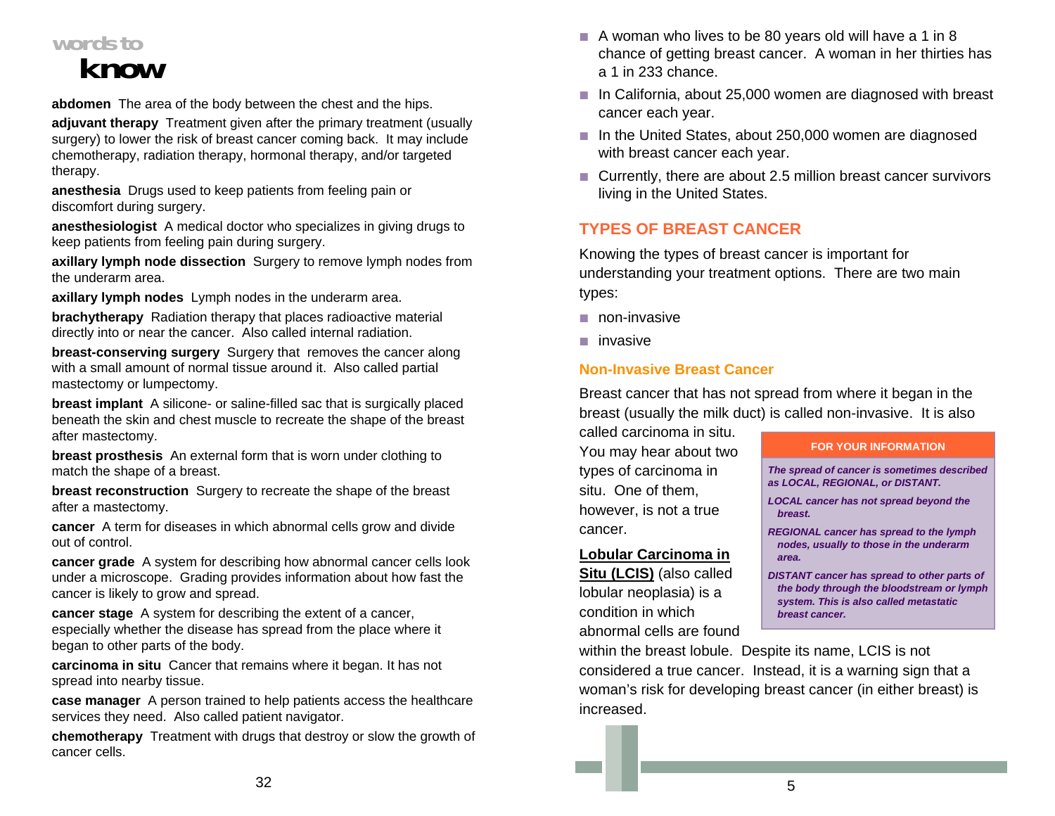# words to know

**abdomen** The area of the body between the chest and the hips.

**adjuvant therapy** Treatment given after the primary treatment (usually surgery) to lower the risk of breast cancer coming back. It may include chemotherapy, radiation therapy, hormonal therapy, and/or targeted therapy.

**anesthesia** Drugs used to keep patients from feeling pain or discomfort during surgery.

**anesthesiologist** A medical doctor who specializes in giving drugs to keep patients from feeling pain during surgery.

**axillary lymph node dissection** Surgery to remove lymph nodes from the underarm area.

**axillary lymph nodes** Lymph nodes in the underarm area.

**brachytherapy** Radiation therapy that places radioactive material directly into or near the cancer. Also called internal radiation.

**breast-conserving surgery** Surgery that removes the cancer along with a small amount of normal tissue around it. Also called partial mastectomy or lumpectomy.

**breast implant** A silicone- or saline-filled sac that is surgically placed beneath the skin and chest muscle to recreate the shape of the breast after mastectomy.

**breast prosthesis** An external form that is worn under clothing to match the shape of a breast.

**breast reconstruction** Surgery to recreate the shape of the breast after a mastectomy.

**cancer** A term for diseases in which abnormal cells grow and divide out of control.

**cancer grade** A system for describing how abnormal cancer cells look under a microscope. Grading provides information about how fast the cancer is likely to grow and spread.

**cancer stage** A system for describing the extent of a cancer, especially whether the disease has spread from the place where it began to other parts of the body.

**carcinoma in situ** Cancer that remains where it began. It has not spread into nearby tissue.

**case manager** A person trained to help patients access the healthcare services they need. Also called patient navigator.

**chemotherapy** Treatment with drugs that destroy or slow the growth of cancer cells.

- A woman who lives to be 80 years old will have a 1 in 8 chance of getting breast cancer. A woman in her thirties has a 1 in 233 chance.
- In California, about 25,000 women are diagnosed with breast cancer each year.
- In the United States, about 250,000 women are diagnosed with breast cancer each year.
- Currently, there are about 2.5 million breast cancer survivors living in the United States.

## TYPES OF BREAST CANCER

Knowing the types of breast cancer is important for understanding your treatment options. There are two main types:

- non-invasive
- invasive

### Non-Invasive Breast Cancer

Breast cancer that has not spread from where it began in the breast (usually the milk duct) is called non-invasive. It is also called carcinoma in situ. You may hear about two types of carcinoma in situ. One of them, however, is not a true cancer.

**FOR YOUR INFORMATION**

***The spread of cancer is sometimes described as LOCAL, REGIONAL, or DISTANT.***

***LOCAL cancer has not spread beyond the breast.***

***REGIONAL cancer has spread to the lymph nodes, usually to those in the underarm area.***

***DISTANT cancer has spread to other parts of the body through the bloodstream or lymph system. This is also called metastatic breast cancer.***

**Lobular Carcinoma in Situ (LCIS)** (also called lobular neoplasia) is a condition in which abnormal cells are found within the breast lobule. Despite its name, LCIS is not considered a true cancer. Instead, it is a warning sign that a woman's risk for developing breast cancer (in either breast) is increased.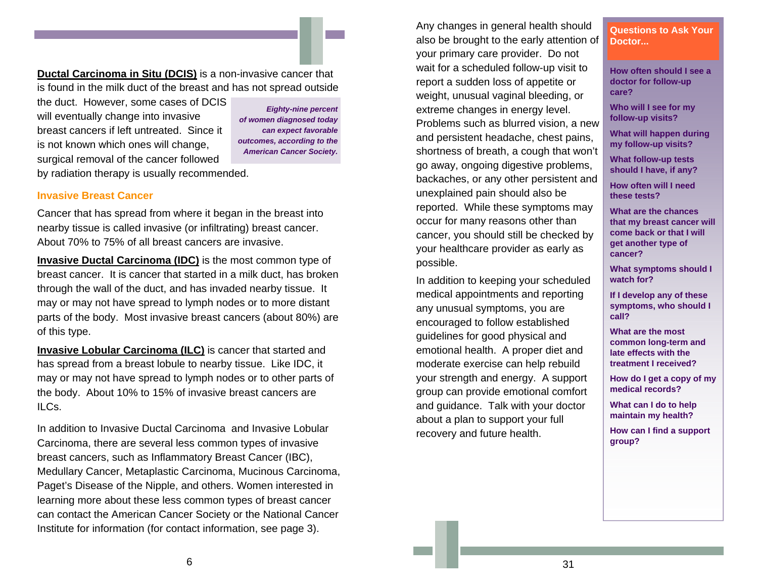**Ductal Carcinoma in Situ (DCIS)** is a non-invasive cancer that is found in the milk duct of the breast and has not spread outside the duct. However, some cases of DCIS will eventually change into invasive breast cancers if left untreated. Since it is not known which ones will change, surgical removal of the cancer followed by radiation therapy is usually recommended.

> *Eighty-nine percent of women diagnosed today can expect favorable outcomes, according to the American Cancer Society.*

### Invasive Breast Cancer

Cancer that has spread from where it began in the breast into nearby tissue is called invasive (or infiltrating) breast cancer. About 70% to 75% of all breast cancers are invasive.

**Invasive Ductal Carcinoma (IDC)** is the most common type of breast cancer. It is cancer that started in a milk duct, has broken through the wall of the duct, and has invaded nearby tissue. It may or may not have spread to lymph nodes or to more distant parts of the body. Most invasive breast cancers (about 80%) are of this type.

**Invasive Lobular Carcinoma (ILC)** is cancer that started and has spread from a breast lobule to nearby tissue. Like IDC, it may or may not have spread to lymph nodes or to other parts of the body. About 10% to 15% of invasive breast cancers are ILCs.

In addition to Invasive Ductal Carcinoma and Invasive Lobular Carcinoma, there are several less common types of invasive breast cancers, such as Inflammatory Breast Cancer (IBC), Medullary Cancer, Metaplastic Carcinoma, Mucinous Carcinoma, Paget's Disease of the Nipple, and others. Women interested in learning more about these less common types of breast cancer can contact the American Cancer Society or the National Cancer Institute for information (for contact information, see page 3).

Any changes in general health should also be brought to the early attention of your primary care provider. Do not wait for a scheduled follow-up visit to report a sudden loss of appetite or weight, unusual vaginal bleeding, or extreme changes in energy level. Problems such as blurred vision, a new and persistent headache, chest pains, shortness of breath, a cough that won't go away, ongoing digestive problems, backaches, or any other persistent and unexplained pain should also be reported. While these symptoms may occur for many reasons other than cancer, you should still be checked by your healthcare provider as early as possible.

In addition to keeping your scheduled medical appointments and reporting any unusual symptoms, you are encouraged to follow established guidelines for good physical and emotional health. A proper diet and moderate exercise can help rebuild your strength and energy. A support group can provide emotional comfort and guidance. Talk with your doctor about a plan to support your full recovery and future health.

### Questions to Ask Your Doctor...

**How often should I see a doctor for follow-up care?**

**Who will I see for my follow-up visits?**

**What will happen during my follow-up visits?**

**What follow-up tests should I have, if any?**

**How often will I need these tests?**

**What are the chances that my breast cancer will come back or that I will get another type of cancer?**

**What symptoms should I watch for?**

**If I develop any of these symptoms, who should I call?**

**What are the most common long-term and late effects with the treatment I received?**

**How do I get a copy of my medical records?**

**What can I do to help maintain my health?**

**How can I find a support group?**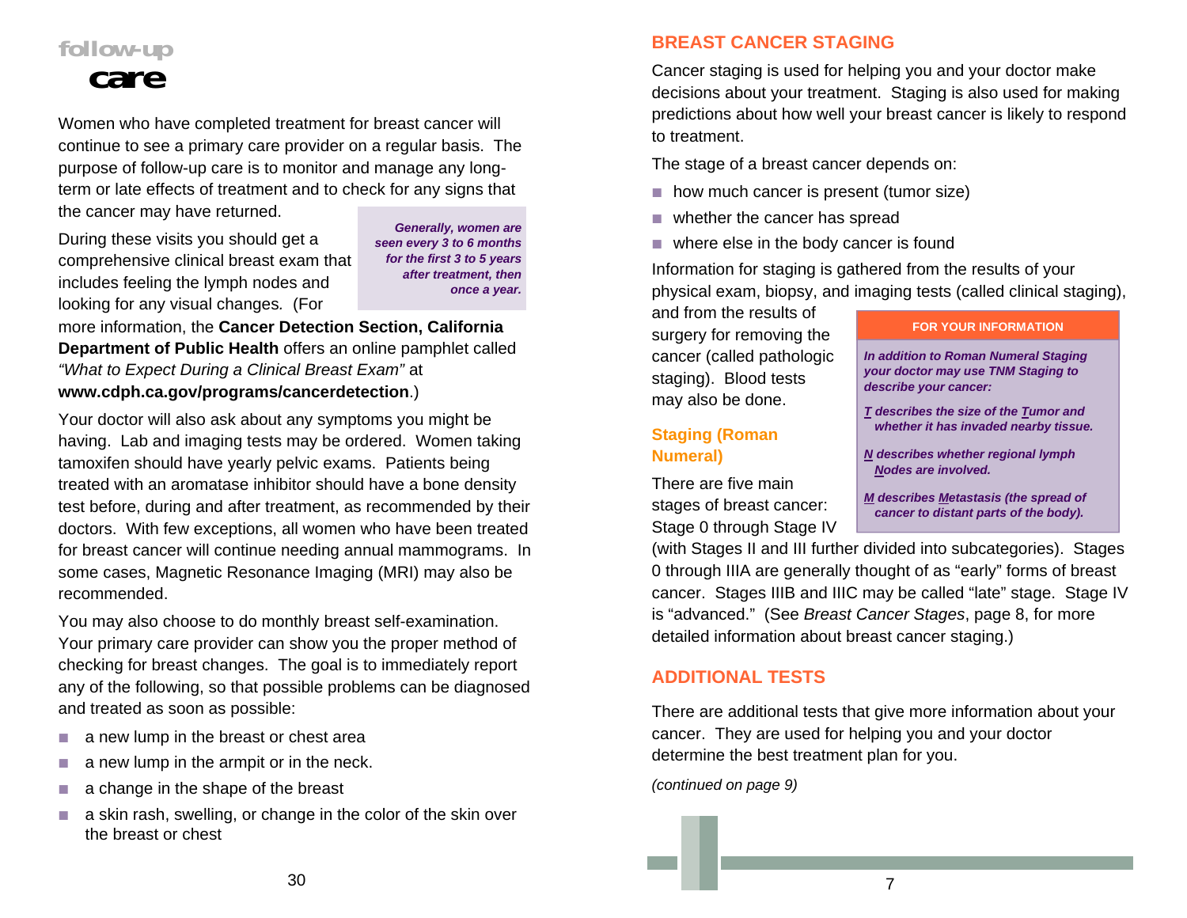# follow-up care

Women who have completed treatment for breast cancer will continue to see a primary care provider on a regular basis. The purpose of follow-up care is to monitor and manage any long-term or late effects of treatment and to check for any signs that the cancer may have returned.

> ***Generally, women are seen every 3 to 6 months for the first 3 to 5 years after treatment, then once a year.***

During these visits you should get a comprehensive clinical breast exam that includes feeling the lymph nodes and looking for any visual changes. (For more information, the **Cancer Detection Section, California Department of Public Health** offers an online pamphlet called *"What to Expect During a Clinical Breast Exam"* at **www.cdph.ca.gov/programs/cancerdetection**.)

Your doctor will also ask about any symptoms you might be having. Lab and imaging tests may be ordered. Women taking tamoxifen should have yearly pelvic exams. Patients being treated with an aromatase inhibitor should have a bone density test before, during and after treatment, as recommended by their doctors. With few exceptions, all women who have been treated for breast cancer will continue needing annual mammograms. In some cases, Magnetic Resonance Imaging (MRI) may also be recommended.

You may also choose to do monthly breast self-examination. Your primary care provider can show you the proper method of checking for breast changes. The goal is to immediately report any of the following, so that possible problems can be diagnosed and treated as soon as possible:

- a new lump in the breast or chest area
- a new lump in the armpit or in the neck.
- a change in the shape of the breast
- a skin rash, swelling, or change in the color of the skin over the breast or chest

## BREAST CANCER STAGING

Cancer staging is used for helping you and your doctor make decisions about your treatment. Staging is also used for making predictions about how well your breast cancer is likely to respond to treatment.

The stage of a breast cancer depends on:

- how much cancer is present (tumor size)
- whether the cancer has spread
- where else in the body cancer is found

Information for staging is gathered from the results of your physical exam, biopsy, and imaging tests (called clinical staging), and from the results of surgery for removing the cancer (called pathologic staging). Blood tests may also be done.

> **FOR YOUR INFORMATION**
>
> ***In addition to Roman Numeral Staging your doctor may use TNM Staging to describe your cancer:***
>
> ***T describes the size of the Tumor and whether it has invaded nearby tissue.***
>
> ***N describes whether regional lymph Nodes are involved.***
>
> ***M describes Metastasis (the spread of cancer to distant parts of the body).***

### Staging (Roman Numeral)

There are five main stages of breast cancer: Stage 0 through Stage IV (with Stages II and III further divided into subcategories). Stages 0 through IIIA are generally thought of as "early" forms of breast cancer. Stages IIIB and IIIC may be called "late" stage. Stage IV is "advanced." (See *Breast Cancer Stages*, page 8, for more detailed information about breast cancer staging.)

## ADDITIONAL TESTS

There are additional tests that give more information about your cancer. They are used for helping you and your doctor determine the best treatment plan for you.

*(continued on page 9)*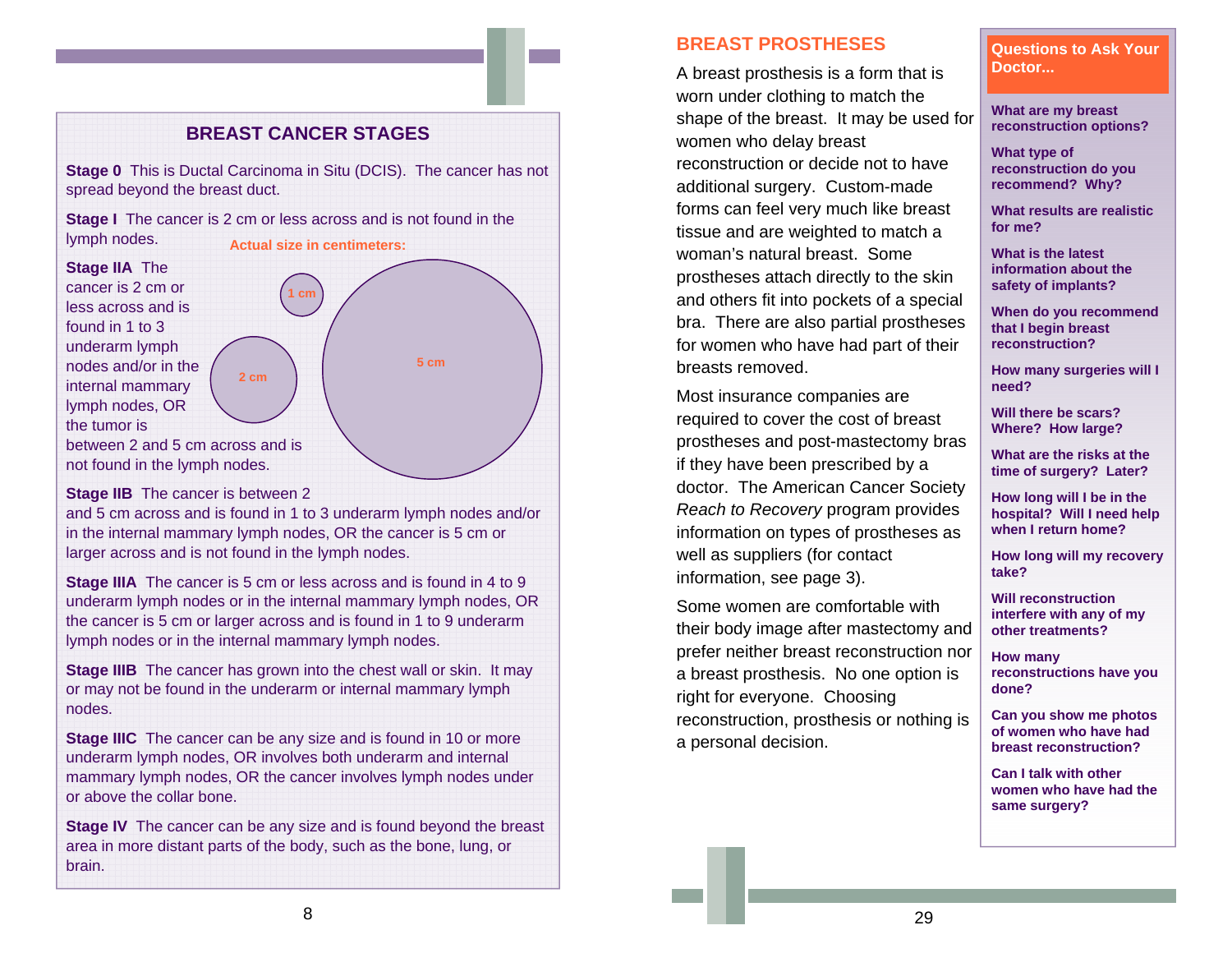## BREAST CANCER STAGES

**Stage 0** This is Ductal Carcinoma in Situ (DCIS). The cancer has not spread beyond the breast duct.

**Stage I** The cancer is 2 cm or less across and is not found in the lymph nodes.

Actual size in centimeters:

1 cm

2 cm

5 cm

**Stage IIA** The cancer is 2 cm or less across and is found in 1 to 3 underarm lymph nodes and/or in the internal mammary lymph nodes, OR the tumor is between 2 and 5 cm across and is not found in the lymph nodes.

**Stage IIB** The cancer is between 2 and 5 cm across and is found in 1 to 3 underarm lymph nodes and/or in the internal mammary lymph nodes, OR the cancer is 5 cm or larger across and is not found in the lymph nodes.

**Stage IIIA** The cancer is 5 cm or less across and is found in 4 to 9 underarm lymph nodes or in the internal mammary lymph nodes, OR the cancer is 5 cm or larger across and is found in 1 to 9 underarm lymph nodes or in the internal mammary lymph nodes.

**Stage IIIB** The cancer has grown into the chest wall or skin. It may or may not be found in the underarm or internal mammary lymph nodes.

**Stage IIIC** The cancer can be any size and is found in 10 or more underarm lymph nodes, OR involves both underarm and internal mammary lymph nodes, OR the cancer involves lymph nodes under or above the collar bone.

**Stage IV** The cancer can be any size and is found beyond the breast area in more distant parts of the body, such as the bone, lung, or brain.

## BREAST PROSTHESES

A breast prosthesis is a form that is worn under clothing to match the shape of the breast. It may be used for women who delay breast reconstruction or decide not to have additional surgery. Custom-made forms can feel very much like breast tissue and are weighted to match a woman's natural breast. Some prostheses attach directly to the skin and others fit into pockets of a special bra. There are also partial prostheses for women who have had part of their breasts removed.

Most insurance companies are required to cover the cost of breast prostheses and post-mastectomy bras if they have been prescribed by a doctor. The American Cancer Society *Reach to Recovery* program provides information on types of prostheses as well as suppliers (for contact information, see page 3).

Some women are comfortable with their body image after mastectomy and prefer neither breast reconstruction nor a breast prosthesis. No one option is right for everyone. Choosing reconstruction, prosthesis or nothing is a personal decision.

### Questions to Ask Your Doctor...

**What are my breast reconstruction options?**

**What type of reconstruction do you recommend? Why?**

**What results are realistic for me?**

**What is the latest information about the safety of implants?**

**When do you recommend that I begin breast reconstruction?**

**How many surgeries will I need?**

**Will there be scars? Where? How large?**

**What are the risks at the time of surgery? Later?**

**How long will I be in the hospital? Will I need help when I return home?**

**How long will my recovery take?**

**Will reconstruction interfere with any of my other treatments?**

**How many reconstructions have you done?**

**Can you show me photos of women who have had breast reconstruction?**

**Can I talk with other women who have had the same surgery?**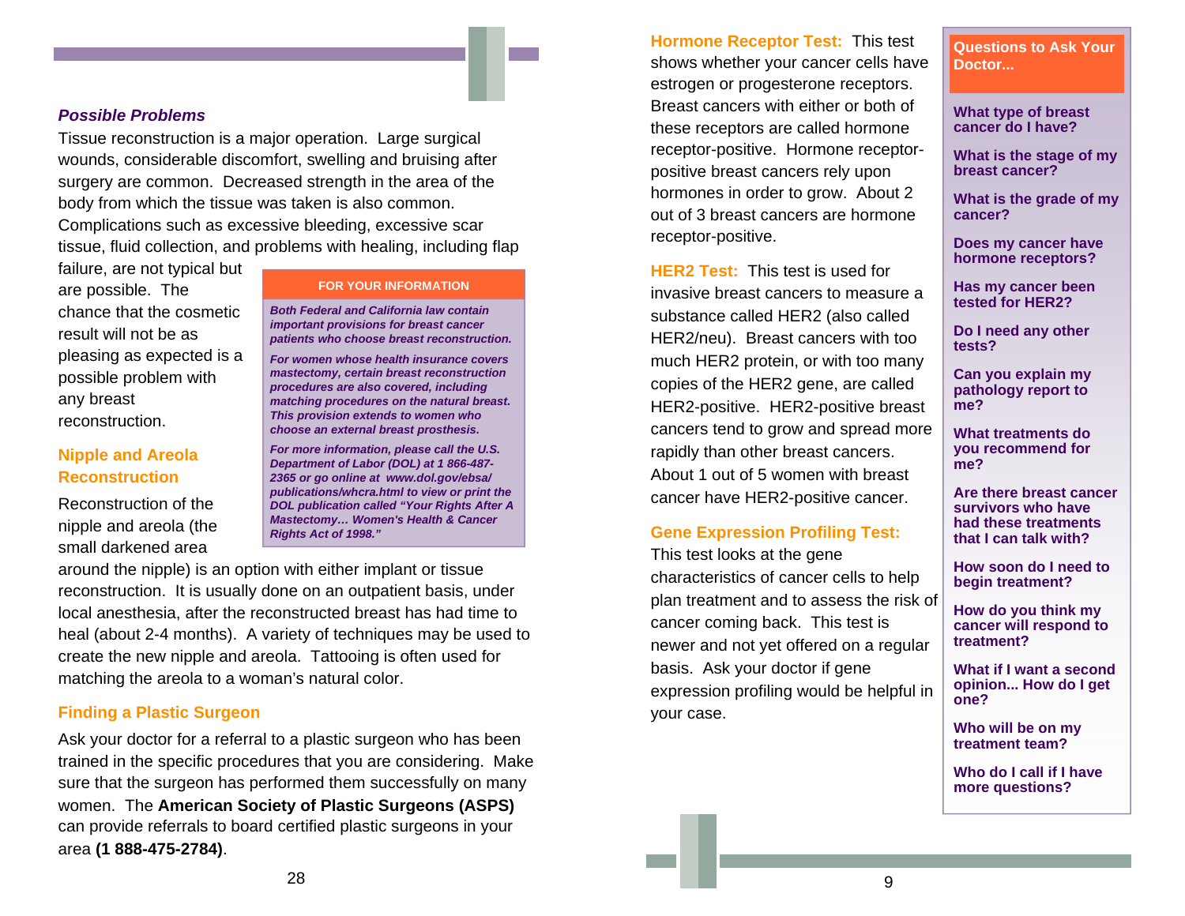### *Possible Problems*

Tissue reconstruction is a major operation. Large surgical wounds, considerable discomfort, swelling and bruising after surgery are common. Decreased strength in the area of the body from which the tissue was taken is also common. Complications such as excessive bleeding, excessive scar tissue, fluid collection, and problems with healing, including flap failure, are not typical but are possible. The chance that the cosmetic result will not be as pleasing as expected is a possible problem with any breast reconstruction.

> **FOR YOUR INFORMATION**
>
> ***Both Federal and California law contain important provisions for breast cancer patients who choose breast reconstruction.***
>
> ***For women whose health insurance covers mastectomy, certain breast reconstruction procedures are also covered, including matching procedures on the natural breast. This provision extends to women who choose an external breast prosthesis.***
>
> ***For more information, please call the U.S. Department of Labor (DOL) at 1 866-487-2365 or go online at www.dol.gov/ebsa/publications/whcra.html to view or print the DOL publication called "Your Rights After A Mastectomy… Women's Health & Cancer Rights Act of 1998."***

### Nipple and Areola Reconstruction

Reconstruction of the nipple and areola (the small darkened area around the nipple) is an option with either implant or tissue reconstruction. It is usually done on an outpatient basis, under local anesthesia, after the reconstructed breast has had time to heal (about 2-4 months). A variety of techniques may be used to create the new nipple and areola. Tattooing is often used for matching the areola to a woman's natural color.

### Finding a Plastic Surgeon

Ask your doctor for a referral to a plastic surgeon who has been trained in the specific procedures that you are considering. Make sure that the surgeon has performed them successfully on many women. The **American Society of Plastic Surgeons (ASPS)** can provide referrals to board certified plastic surgeons in your area **(1 888-475-2784)**.

**Hormone Receptor Test:** This test shows whether your cancer cells have estrogen or progesterone receptors. Breast cancers with either or both of these receptors are called hormone receptor-positive. Hormone receptor-positive breast cancers rely upon hormones in order to grow. About 2 out of 3 breast cancers are hormone receptor-positive.

**HER2 Test:** This test is used for invasive breast cancers to measure a substance called HER2 (also called HER2/neu). Breast cancers with too much HER2 protein, or with too many copies of the HER2 gene, are called HER2-positive. HER2-positive breast cancers tend to grow and spread more rapidly than other breast cancers. About 1 out of 5 women with breast cancer have HER2-positive cancer.

**Gene Expression Profiling Test:** This test looks at the gene characteristics of cancer cells to help plan treatment and to assess the risk of cancer coming back. This test is newer and not yet offered on a regular basis. Ask your doctor if gene expression profiling would be helpful in your case.

> **Questions to Ask Your Doctor...**
>
> **What type of breast cancer do I have?**
>
> **What is the stage of my breast cancer?**
>
> **What is the grade of my cancer?**
>
> **Does my cancer have hormone receptors?**
>
> **Has my cancer been tested for HER2?**
>
> **Do I need any other tests?**
>
> **Can you explain my pathology report to me?**
>
> **What treatments do you recommend for me?**
>
> **Are there breast cancer survivors who have had these treatments that I can talk with?**
>
> **How soon do I need to begin treatment?**
>
> **How do you think my cancer will respond to treatment?**
>
> **What if I want a second opinion... How do I get one?**
>
> **Who will be on my treatment team?**
>
> **Who do I call if I have more questions?**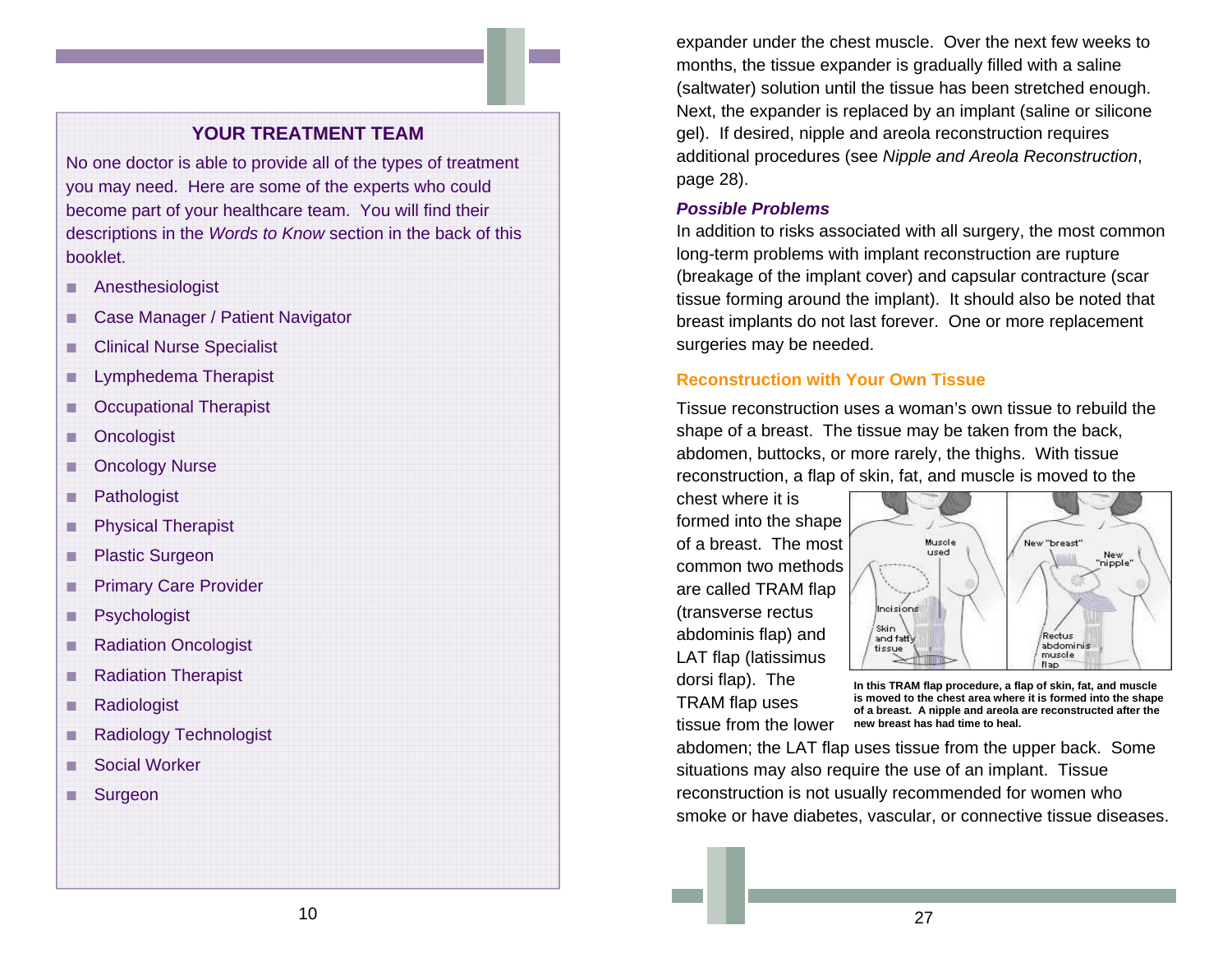## YOUR TREATMENT TEAM

No one doctor is able to provide all of the types of treatment you may need. Here are some of the experts who could become part of your healthcare team. You will find their descriptions in the *Words to Know* section in the back of this booklet.

- Anesthesiologist
- Case Manager / Patient Navigator
- Clinical Nurse Specialist
- Lymphedema Therapist
- Occupational Therapist
- Oncologist
- Oncology Nurse
- Pathologist
- Physical Therapist
- Plastic Surgeon
- Primary Care Provider
- Psychologist
- Radiation Oncologist
- Radiation Therapist
- Radiologist
- Radiology Technologist
- Social Worker
- Surgeon

expander under the chest muscle. Over the next few weeks to months, the tissue expander is gradually filled with a saline (saltwater) solution until the tissue has been stretched enough. Next, the expander is replaced by an implant (saline or silicone gel). If desired, nipple and areola reconstruction requires additional procedures (see *Nipple and Areola Reconstruction*, page 28).

***Possible Problems***

In addition to risks associated with all surgery, the most common long-term problems with implant reconstruction are rupture (breakage of the implant cover) and capsular contracture (scar tissue forming around the implant). It should also be noted that breast implants do not last forever. One or more replacement surgeries may be needed.

### Reconstruction with Your Own Tissue

Tissue reconstruction uses a woman's own tissue to rebuild the shape of a breast. The tissue may be taken from the back, abdomen, buttocks, or more rarely, the thighs. With tissue reconstruction, a flap of skin, fat, and muscle is moved to the chest where it is formed into the shape of a breast. The most common two methods are called TRAM flap (transverse rectus abdominis flap) and LAT flap (latissimus dorsi flap). The TRAM flap uses tissue from the lower abdomen; the LAT flap uses tissue from the upper back. Some situations may also require the use of an implant. Tissue reconstruction is not usually recommended for women who smoke or have diabetes, vascular, or connective tissue diseases.

**In this TRAM flap procedure, a flap of skin, fat, and muscle is moved to the chest area where it is formed into the shape of a breast. A nipple and areola are reconstructed after the new breast has had time to heal.**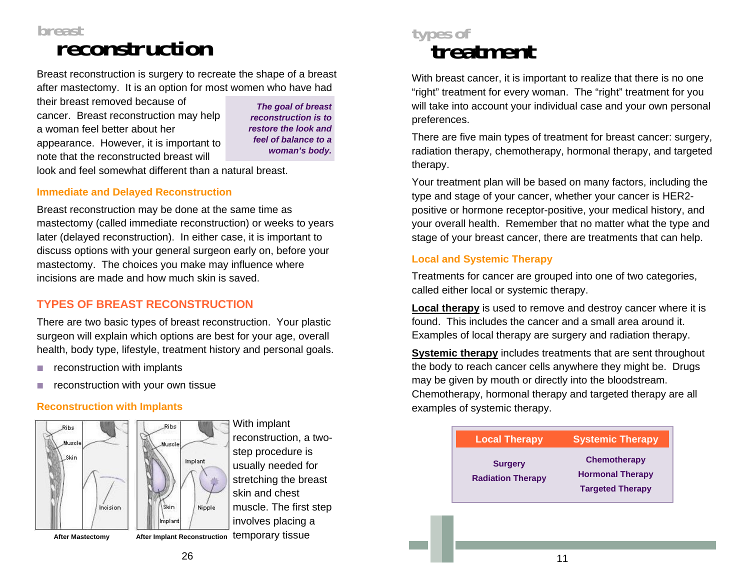# breast reconstruction

Breast reconstruction is surgery to recreate the shape of a breast after mastectomy. It is an option for most women who have had their breast removed because of cancer. Breast reconstruction may help a woman feel better about her appearance. However, it is important to note that the reconstructed breast will look and feel somewhat different than a natural breast.

> ***The goal of breast reconstruction is to restore the look and feel of balance to a woman's body.***

### Immediate and Delayed Reconstruction

Breast reconstruction may be done at the same time as mastectomy (called immediate reconstruction) or weeks to years later (delayed reconstruction). In either case, it is important to discuss options with your general surgeon early on, before your mastectomy. The choices you make may influence where incisions are made and how much skin is saved.

## TYPES OF BREAST RECONSTRUCTION

There are two basic types of breast reconstruction. Your plastic surgeon will explain which options are best for your age, overall health, body type, lifestyle, treatment history and personal goals.

- reconstruction with implants
- reconstruction with your own tissue

### Reconstruction with Implants

After Mastectomy

After Implant Reconstruction

With implant reconstruction, a two-step procedure is usually needed for stretching the breast skin and chest muscle. The first step involves placing a temporary tissue

# types of treatment

With breast cancer, it is important to realize that there is no one "right" treatment for every woman. The "right" treatment for you will take into account your individual case and your own personal preferences.

There are five main types of treatment for breast cancer: surgery, radiation therapy, chemotherapy, hormonal therapy, and targeted therapy.

Your treatment plan will be based on many factors, including the type and stage of your cancer, whether your cancer is HER2-positive or hormone receptor-positive, your medical history, and your overall health. Remember that no matter what the type and stage of your breast cancer, there are treatments that can help.

### Local and Systemic Therapy

Treatments for cancer are grouped into one of two categories, called either local or systemic therapy.

**Local therapy** is used to remove and destroy cancer where it is found. This includes the cancer and a small area around it. Examples of local therapy are surgery and radiation therapy.

**Systemic therapy** includes treatments that are sent throughout the body to reach cancer cells anywhere they might be. Drugs may be given by mouth or directly into the bloodstream. Chemotherapy, hormonal therapy and targeted therapy are all examples of systemic therapy.

| Local Therapy | Systemic Therapy |
|---|---|
| Surgery | Chemotherapy |
| Radiation Therapy | Hormonal Therapy |
| | Targeted Therapy |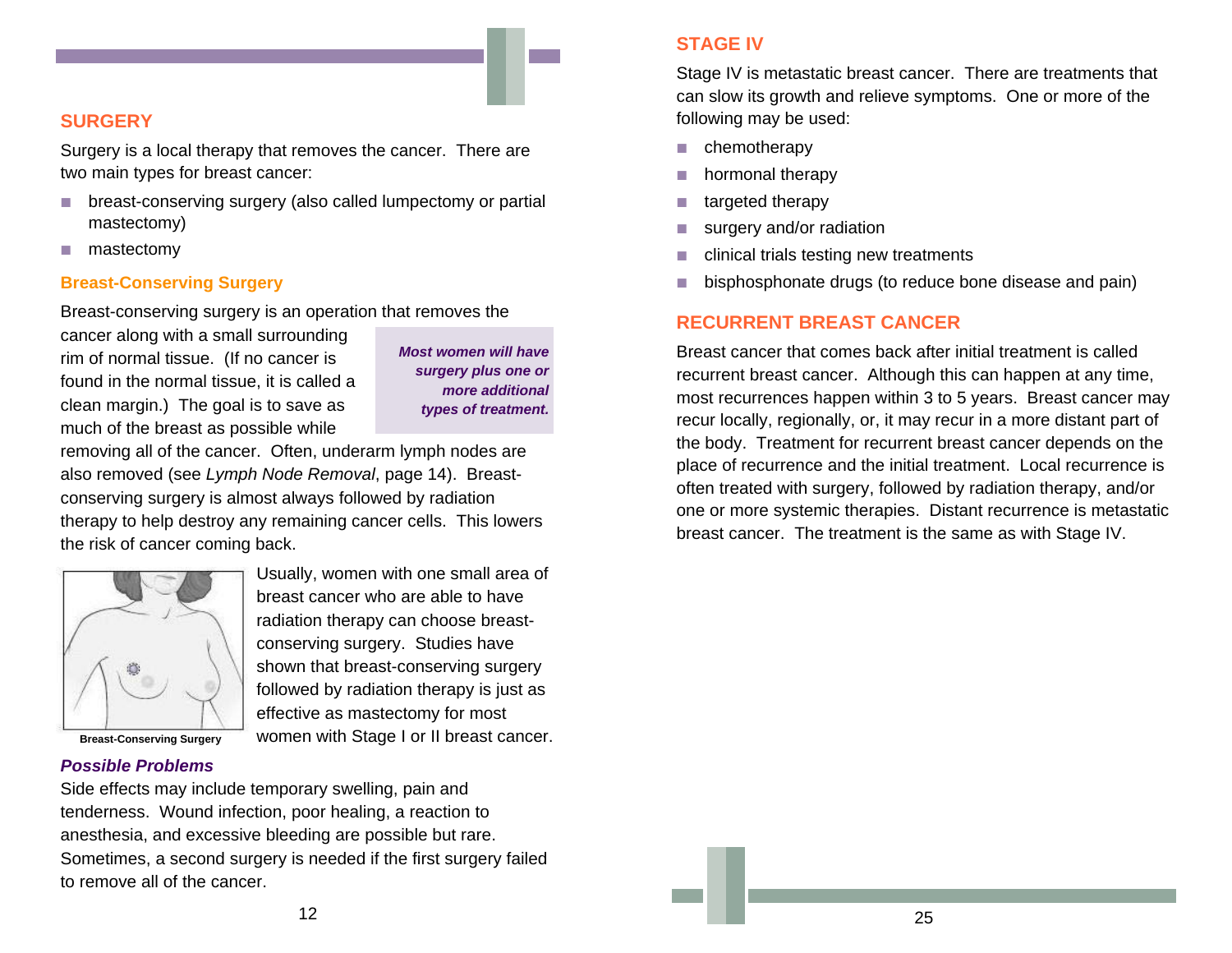## SURGERY

Surgery is a local therapy that removes the cancer. There are two main types for breast cancer:

- breast-conserving surgery (also called lumpectomy or partial mastectomy)
- mastectomy

### Breast-Conserving Surgery

Breast-conserving surgery is an operation that removes the cancer along with a small surrounding rim of normal tissue. (If no cancer is found in the normal tissue, it is called a clean margin.) The goal is to save as much of the breast as possible while removing all of the cancer. Often, underarm lymph nodes are also removed (see *Lymph Node Removal*, page 14). Breast-conserving surgery is almost always followed by radiation therapy to help destroy any remaining cancer cells. This lowers the risk of cancer coming back.

> ***Most women will have surgery plus one or more additional types of treatment.***

Breast-Conserving Surgery

Usually, women with one small area of breast cancer who are able to have radiation therapy can choose breast-conserving surgery. Studies have shown that breast-conserving surgery followed by radiation therapy is just as effective as mastectomy for most women with Stage I or II breast cancer.

#### *Possible Problems*

Side effects may include temporary swelling, pain and tenderness. Wound infection, poor healing, a reaction to anesthesia, and excessive bleeding are possible but rare. Sometimes, a second surgery is needed if the first surgery failed to remove all of the cancer.

## STAGE IV

Stage IV is metastatic breast cancer. There are treatments that can slow its growth and relieve symptoms. One or more of the following may be used:

- chemotherapy
- hormonal therapy
- targeted therapy
- surgery and/or radiation
- clinical trials testing new treatments
- bisphosphonate drugs (to reduce bone disease and pain)

## RECURRENT BREAST CANCER

Breast cancer that comes back after initial treatment is called recurrent breast cancer. Although this can happen at any time, most recurrences happen within 3 to 5 years. Breast cancer may recur locally, regionally, or, it may recur in a more distant part of the body. Treatment for recurrent breast cancer depends on the place of recurrence and the initial treatment. Local recurrence is often treated with surgery, followed by radiation therapy, and/or one or more systemic therapies. Distant recurrence is metastatic breast cancer. The treatment is the same as with Stage IV.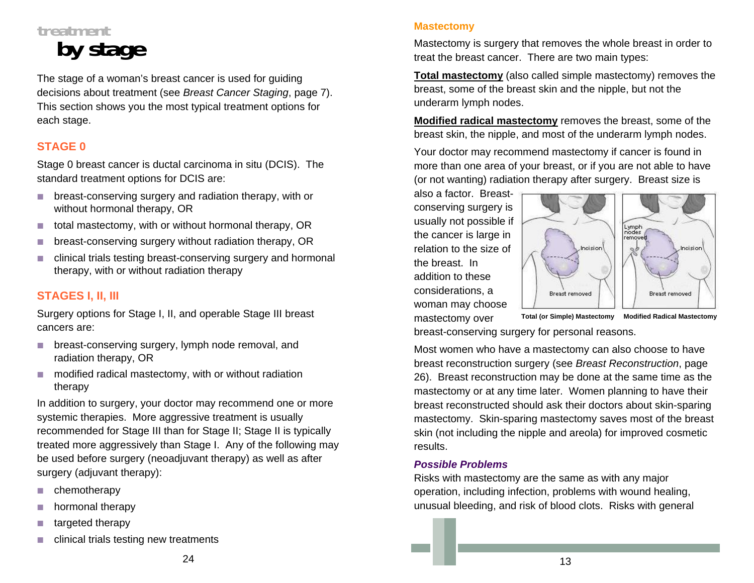# treatment by stage

The stage of a woman's breast cancer is used for guiding decisions about treatment (see *Breast Cancer Staging*, page 7). This section shows you the most typical treatment options for each stage.

## STAGE 0

Stage 0 breast cancer is ductal carcinoma in situ (DCIS). The standard treatment options for DCIS are:

- breast-conserving surgery and radiation therapy, with or without hormonal therapy, OR
- total mastectomy, with or without hormonal therapy, OR
- breast-conserving surgery without radiation therapy, OR
- clinical trials testing breast-conserving surgery and hormonal therapy, with or without radiation therapy

## STAGES I, II, III

Surgery options for Stage I, II, and operable Stage III breast cancers are:

- breast-conserving surgery, lymph node removal, and radiation therapy, OR
- modified radical mastectomy, with or without radiation therapy

In addition to surgery, your doctor may recommend one or more systemic therapies. More aggressive treatment is usually recommended for Stage III than for Stage II; Stage II is typically treated more aggressively than Stage I. Any of the following may be used before surgery (neoadjuvant therapy) as well as after surgery (adjuvant therapy):

- chemotherapy
- hormonal therapy
- targeted therapy
- clinical trials testing new treatments

## Mastectomy

Mastectomy is surgery that removes the whole breast in order to treat the breast cancer. There are two main types:

**Total mastectomy** (also called simple mastectomy) removes the breast, some of the breast skin and the nipple, but not the underarm lymph nodes.

**Modified radical mastectomy** removes the breast, some of the breast skin, the nipple, and most of the underarm lymph nodes.

Your doctor may recommend mastectomy if cancer is found in more than one area of your breast, or if you are not able to have (or not wanting) radiation therapy after surgery. Breast size is also a factor. Breast-conserving surgery is usually not possible if the cancer is large in relation to the size of the breast. In addition to these considerations, a woman may choose mastectomy over breast-conserving surgery for personal reasons.

Total (or Simple) Mastectomy — Modified Radical Mastectomy

Most women who have a mastectomy can also choose to have breast reconstruction surgery (see *Breast Reconstruction*, page 26). Breast reconstruction may be done at the same time as the mastectomy or at any time later. Women planning to have their breast reconstructed should ask their doctors about skin-sparing mastectomy. Skin-sparing mastectomy saves most of the breast skin (not including the nipple and areola) for improved cosmetic results.

### *Possible Problems*

Risks with mastectomy are the same as with any major operation, including infection, problems with wound healing, unusual bleeding, and risk of blood clots. Risks with general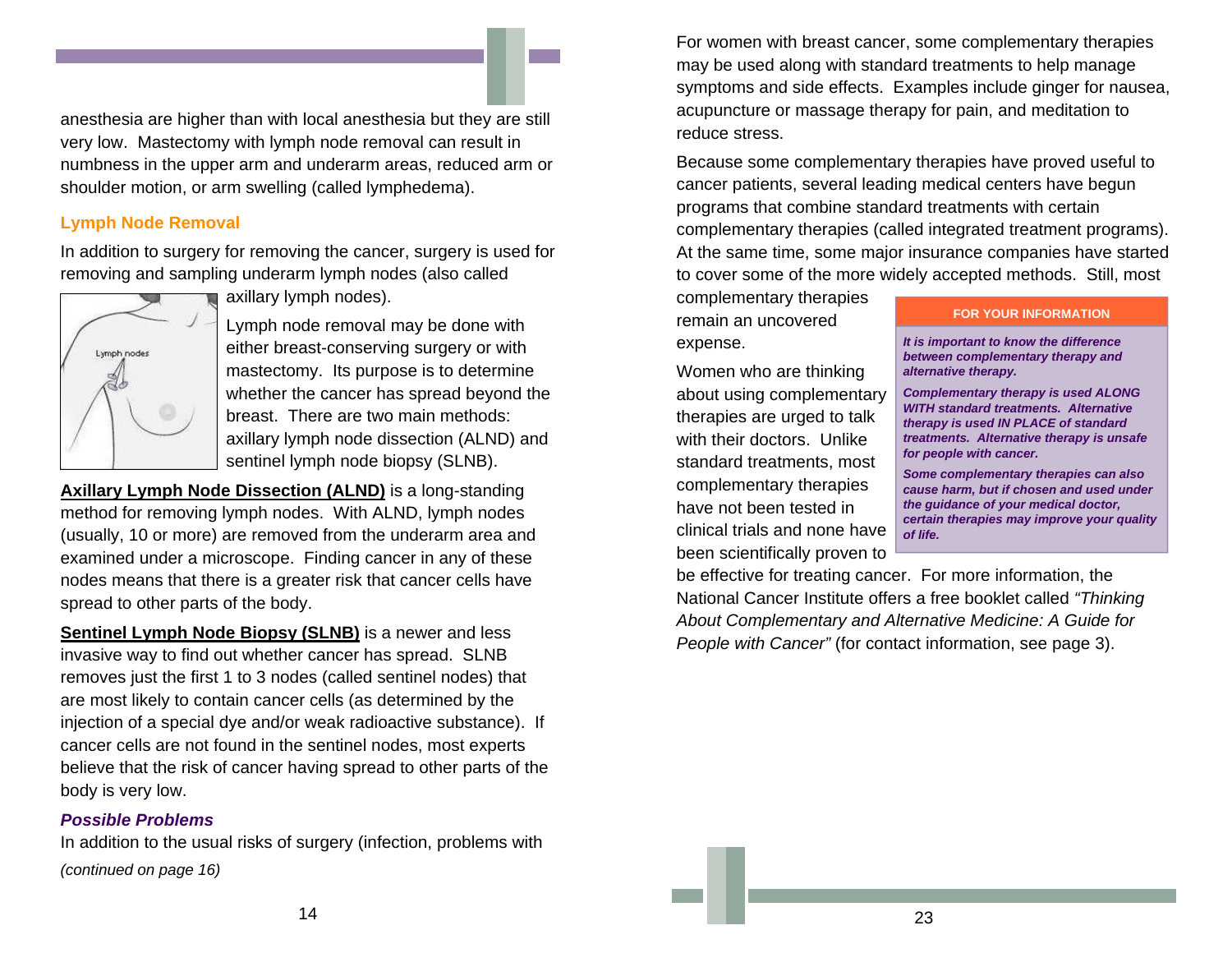anesthesia are higher than with local anesthesia but they are still very low. Mastectomy with lymph node removal can result in numbness in the upper arm and underarm areas, reduced arm or shoulder motion, or arm swelling (called lymphedema).

### Lymph Node Removal

In addition to surgery for removing the cancer, surgery is used for removing and sampling underarm lymph nodes (also called axillary lymph nodes).

Lymph node removal may be done with either breast-conserving surgery or with mastectomy. Its purpose is to determine whether the cancer has spread beyond the breast. There are two main methods: axillary lymph node dissection (ALND) and sentinel lymph node biopsy (SLNB).

**Axillary Lymph Node Dissection (ALND)** is a long-standing method for removing lymph nodes. With ALND, lymph nodes (usually, 10 or more) are removed from the underarm area and examined under a microscope. Finding cancer in any of these nodes means that there is a greater risk that cancer cells have spread to other parts of the body.

**Sentinel Lymph Node Biopsy (SLNB)** is a newer and less invasive way to find out whether cancer has spread. SLNB removes just the first 1 to 3 nodes (called sentinel nodes) that are most likely to contain cancer cells (as determined by the injection of a special dye and/or weak radioactive substance). If cancer cells are not found in the sentinel nodes, most experts believe that the risk of cancer having spread to other parts of the body is very low.

#### *Possible Problems*

In addition to the usual risks of surgery (infection, problems with

*(continued on page 16)*

For women with breast cancer, some complementary therapies may be used along with standard treatments to help manage symptoms and side effects. Examples include ginger for nausea, acupuncture or massage therapy for pain, and meditation to reduce stress.

Because some complementary therapies have proved useful to cancer patients, several leading medical centers have begun programs that combine standard treatments with certain complementary therapies (called integrated treatment programs). At the same time, some major insurance companies have started to cover some of the more widely accepted methods. Still, most complementary therapies remain an uncovered expense.

Women who are thinking about using complementary therapies are urged to talk with their doctors. Unlike standard treatments, most complementary therapies have not been tested in clinical trials and none have been scientifically proven to be effective for treating cancer. For more information, the National Cancer Institute offers a free booklet called *"Thinking About Complementary and Alternative Medicine: A Guide for People with Cancer"* (for contact information, see page 3).

> **FOR YOUR INFORMATION**
>
> ***It is important to know the difference between complementary therapy and alternative therapy.***
>
> ***Complementary therapy is used ALONG WITH standard treatments. Alternative therapy is used IN PLACE of standard treatments. Alternative therapy is unsafe for people with cancer.***
>
> ***Some complementary therapies can also cause harm, but if chosen and used under the guidance of your medical doctor, certain therapies may improve your quality of life.***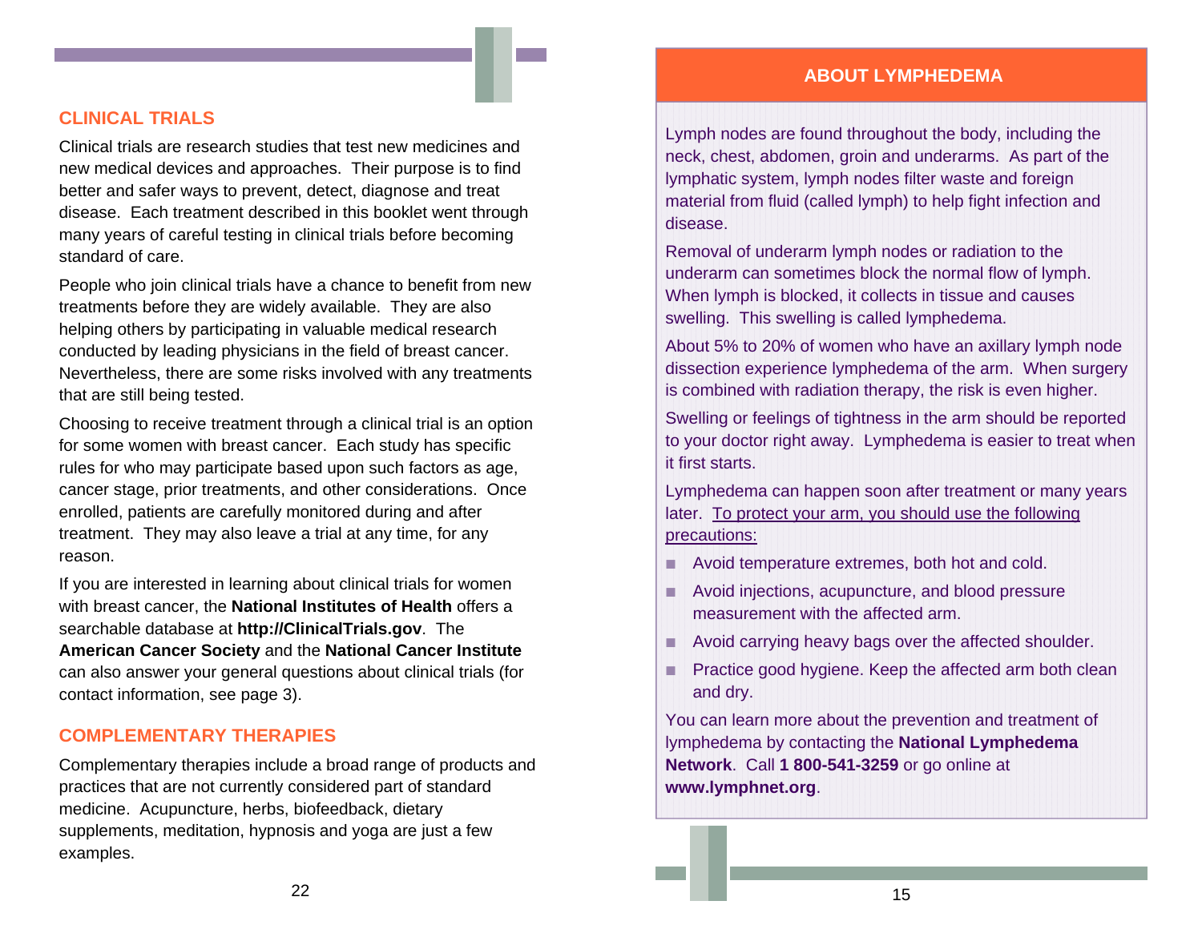## CLINICAL TRIALS

Clinical trials are research studies that test new medicines and new medical devices and approaches. Their purpose is to find better and safer ways to prevent, detect, diagnose and treat disease. Each treatment described in this booklet went through many years of careful testing in clinical trials before becoming standard of care.

People who join clinical trials have a chance to benefit from new treatments before they are widely available. They are also helping others by participating in valuable medical research conducted by leading physicians in the field of breast cancer. Nevertheless, there are some risks involved with any treatments that are still being tested.

Choosing to receive treatment through a clinical trial is an option for some women with breast cancer. Each study has specific rules for who may participate based upon such factors as age, cancer stage, prior treatments, and other considerations. Once enrolled, patients are carefully monitored during and after treatment. They may also leave a trial at any time, for any reason.

If you are interested in learning about clinical trials for women with breast cancer, the **National Institutes of Health** offers a searchable database at **http://ClinicalTrials.gov**. The **American Cancer Society** and the **National Cancer Institute** can also answer your general questions about clinical trials (for contact information, see page 3).

## COMPLEMENTARY THERAPIES

Complementary therapies include a broad range of products and practices that are not currently considered part of standard medicine. Acupuncture, herbs, biofeedback, dietary supplements, meditation, hypnosis and yoga are just a few examples.

## ABOUT LYMPHEDEMA

Lymph nodes are found throughout the body, including the neck, chest, abdomen, groin and underarms. As part of the lymphatic system, lymph nodes filter waste and foreign material from fluid (called lymph) to help fight infection and disease.

Removal of underarm lymph nodes or radiation to the underarm can sometimes block the normal flow of lymph. When lymph is blocked, it collects in tissue and causes swelling. This swelling is called lymphedema.

About 5% to 20% of women who have an axillary lymph node dissection experience lymphedema of the arm. When surgery is combined with radiation therapy, the risk is even higher.

Swelling or feelings of tightness in the arm should be reported to your doctor right away. Lymphedema is easier to treat when it first starts.

Lymphedema can happen soon after treatment or many years later. <u>To protect your arm, you should use the following precautions:</u>

- Avoid temperature extremes, both hot and cold.
- Avoid injections, acupuncture, and blood pressure measurement with the affected arm.
- Avoid carrying heavy bags over the affected shoulder.
- Practice good hygiene. Keep the affected arm both clean and dry.

You can learn more about the prevention and treatment of lymphedema by contacting the **National Lymphedema Network**. Call **1 800-541-3259** or go online at **www.lymphnet.org**.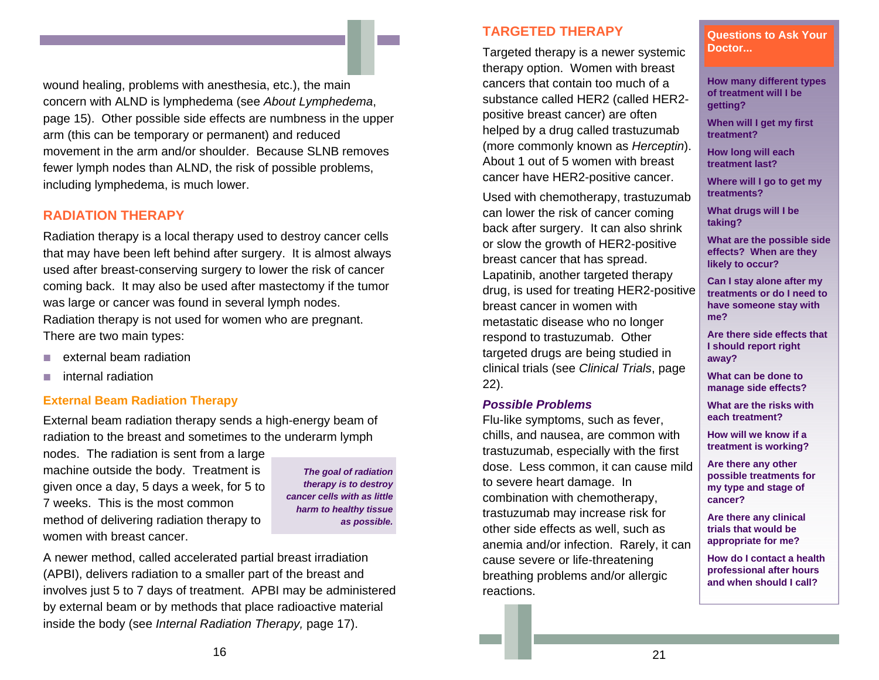wound healing, problems with anesthesia, etc.), the main concern with ALND is lymphedema (see *About Lymphedema*, page 15). Other possible side effects are numbness in the upper arm (this can be temporary or permanent) and reduced movement in the arm and/or shoulder. Because SLNB removes fewer lymph nodes than ALND, the risk of possible problems, including lymphedema, is much lower.

## RADIATION THERAPY

Radiation therapy is a local therapy used to destroy cancer cells that may have been left behind after surgery. It is almost always used after breast-conserving surgery to lower the risk of cancer coming back. It may also be used after mastectomy if the tumor was large or cancer was found in several lymph nodes. Radiation therapy is not used for women who are pregnant. There are two main types:

- external beam radiation
- internal radiation

### External Beam Radiation Therapy

External beam radiation therapy sends a high-energy beam of radiation to the breast and sometimes to the underarm lymph nodes. The radiation is sent from a large machine outside the body. Treatment is given once a day, 5 days a week, for 5 to 7 weeks. This is the most common method of delivering radiation therapy to women with breast cancer.

> ***The goal of radiation therapy is to destroy cancer cells with as little harm to healthy tissue as possible.***

A newer method, called accelerated partial breast irradiation (APBI), delivers radiation to a smaller part of the breast and involves just 5 to 7 days of treatment. APBI may be administered by external beam or by methods that place radioactive material inside the body (see *Internal Radiation Therapy,* page 17).

## TARGETED THERAPY

Targeted therapy is a newer systemic therapy option. Women with breast cancers that contain too much of a substance called HER2 (called HER2-positive breast cancer) are often helped by a drug called trastuzumab (more commonly known as *Herceptin*). About 1 out of 5 women with breast cancer have HER2-positive cancer.

Used with chemotherapy, trastuzumab can lower the risk of cancer coming back after surgery. It can also shrink or slow the growth of HER2-positive breast cancer that has spread. Lapatinib, another targeted therapy drug, is used for treating HER2-positive breast cancer in women with metastatic disease who no longer respond to trastuzumab. Other targeted drugs are being studied in clinical trials (see *Clinical Trials*, page 22).

### *Possible Problems*

Flu-like symptoms, such as fever, chills, and nausea, are common with trastuzumab, especially with the first dose. Less common, it can cause mild to severe heart damage. In combination with chemotherapy, trastuzumab may increase risk for other side effects as well, such as anemia and/or infection. Rarely, it can cause severe or life-threatening breathing problems and/or allergic reactions.

### Questions to Ask Your Doctor...

**How many different types of treatment will I be getting?**

**When will I get my first treatment?**

**How long will each treatment last?**

**Where will I go to get my treatments?**

**What drugs will I be taking?**

**What are the possible side effects? When are they likely to occur?**

**Can I stay alone after my treatments or do I need to have someone stay with me?**

**Are there side effects that I should report right away?**

**What can be done to manage side effects?**

**What are the risks with each treatment?**

**How will we know if a treatment is working?**

**Are there any other possible treatments for my type and stage of cancer?**

**Are there any clinical trials that would be appropriate for me?**

**How do I contact a health professional after hours and when should I call?**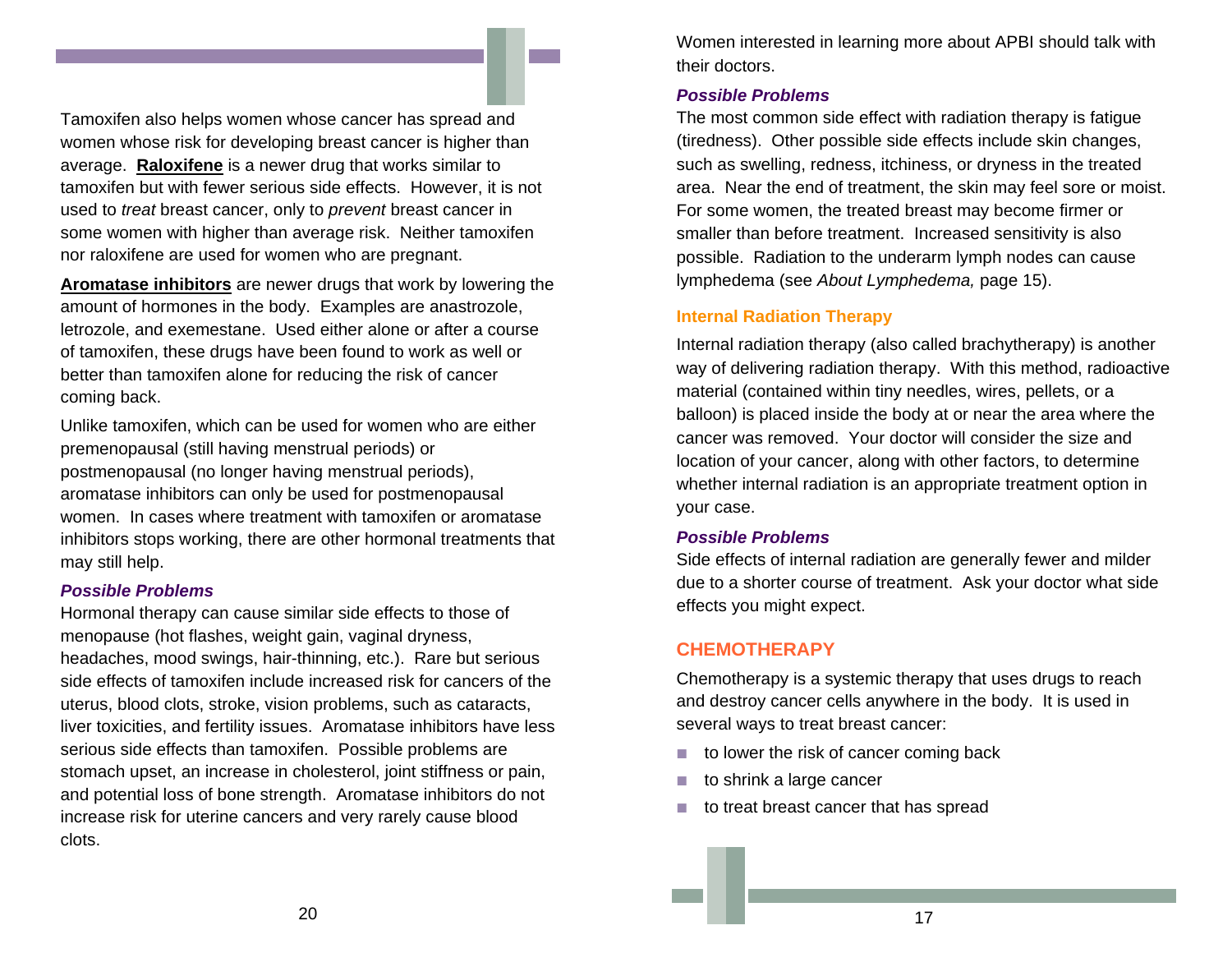Tamoxifen also helps women whose cancer has spread and women whose risk for developing breast cancer is higher than average. **Raloxifene** is a newer drug that works similar to tamoxifen but with fewer serious side effects. However, it is not used to *treat* breast cancer, only to *prevent* breast cancer in some women with higher than average risk. Neither tamoxifen nor raloxifene are used for women who are pregnant.

**Aromatase inhibitors** are newer drugs that work by lowering the amount of hormones in the body. Examples are anastrozole, letrozole, and exemestane. Used either alone or after a course of tamoxifen, these drugs have been found to work as well or better than tamoxifen alone for reducing the risk of cancer coming back.

Unlike tamoxifen, which can be used for women who are either premenopausal (still having menstrual periods) or postmenopausal (no longer having menstrual periods), aromatase inhibitors can only be used for postmenopausal women. In cases where treatment with tamoxifen or aromatase inhibitors stops working, there are other hormonal treatments that may still help.

#### *Possible Problems*

Hormonal therapy can cause similar side effects to those of menopause (hot flashes, weight gain, vaginal dryness, headaches, mood swings, hair-thinning, etc.). Rare but serious side effects of tamoxifen include increased risk for cancers of the uterus, blood clots, stroke, vision problems, such as cataracts, liver toxicities, and fertility issues. Aromatase inhibitors have less serious side effects than tamoxifen. Possible problems are stomach upset, an increase in cholesterol, joint stiffness or pain, and potential loss of bone strength. Aromatase inhibitors do not increase risk for uterine cancers and very rarely cause blood clots.

Women interested in learning more about APBI should talk with their doctors.

#### *Possible Problems*

The most common side effect with radiation therapy is fatigue (tiredness). Other possible side effects include skin changes, such as swelling, redness, itchiness, or dryness in the treated area. Near the end of treatment, the skin may feel sore or moist. For some women, the treated breast may become firmer or smaller than before treatment. Increased sensitivity is also possible. Radiation to the underarm lymph nodes can cause lymphedema (see *About Lymphedema,* page 15).

### Internal Radiation Therapy

Internal radiation therapy (also called brachytherapy) is another way of delivering radiation therapy. With this method, radioactive material (contained within tiny needles, wires, pellets, or a balloon) is placed inside the body at or near the area where the cancer was removed. Your doctor will consider the size and location of your cancer, along with other factors, to determine whether internal radiation is an appropriate treatment option in your case.

#### *Possible Problems*

Side effects of internal radiation are generally fewer and milder due to a shorter course of treatment. Ask your doctor what side effects you might expect.

## CHEMOTHERAPY

Chemotherapy is a systemic therapy that uses drugs to reach and destroy cancer cells anywhere in the body. It is used in several ways to treat breast cancer:

- to lower the risk of cancer coming back
- to shrink a large cancer
- to treat breast cancer that has spread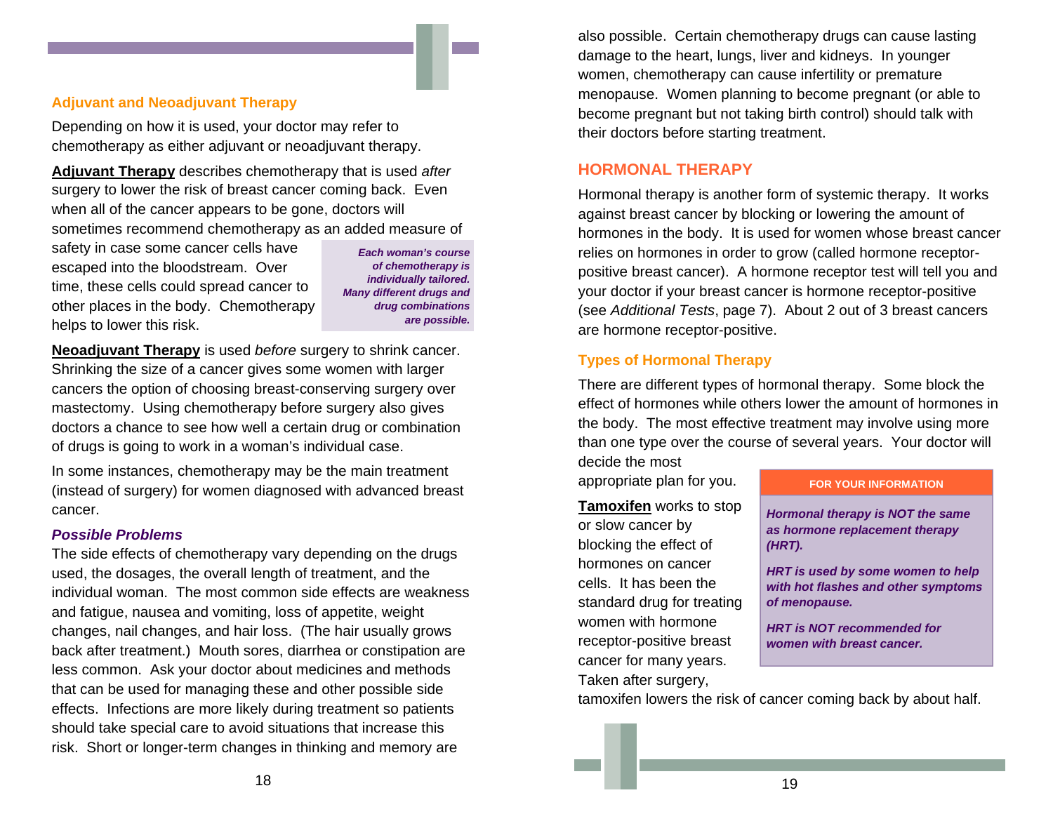## Adjuvant and Neoadjuvant Therapy

Depending on how it is used, your doctor may refer to chemotherapy as either adjuvant or neoadjuvant therapy.

**Adjuvant Therapy** describes chemotherapy that is used *after* surgery to lower the risk of breast cancer coming back. Even when all of the cancer appears to be gone, doctors will sometimes recommend chemotherapy as an added measure of safety in case some cancer cells have escaped into the bloodstream. Over time, these cells could spread cancer to other places in the body. Chemotherapy helps to lower this risk.

> ***Each woman's course of chemotherapy is individually tailored. Many different drugs and drug combinations are possible.***

**Neoadjuvant Therapy** is used *before* surgery to shrink cancer. Shrinking the size of a cancer gives some women with larger cancers the option of choosing breast-conserving surgery over mastectomy. Using chemotherapy before surgery also gives doctors a chance to see how well a certain drug or combination of drugs is going to work in a woman's individual case.

In some instances, chemotherapy may be the main treatment (instead of surgery) for women diagnosed with advanced breast cancer.

### *Possible Problems*

The side effects of chemotherapy vary depending on the drugs used, the dosages, the overall length of treatment, and the individual woman. The most common side effects are weakness and fatigue, nausea and vomiting, loss of appetite, weight changes, nail changes, and hair loss. (The hair usually grows back after treatment.) Mouth sores, diarrhea or constipation are less common. Ask your doctor about medicines and methods that can be used for managing these and other possible side effects. Infections are more likely during treatment so patients should take special care to avoid situations that increase this risk. Short or longer-term changes in thinking and memory are also possible. Certain chemotherapy drugs can cause lasting damage to the heart, lungs, liver and kidneys. In younger women, chemotherapy can cause infertility or premature menopause. Women planning to become pregnant (or able to become pregnant but not taking birth control) should talk with their doctors before starting treatment.

# HORMONAL THERAPY

Hormonal therapy is another form of systemic therapy. It works against breast cancer by blocking or lowering the amount of hormones in the body. It is used for women whose breast cancer relies on hormones in order to grow (called hormone receptor-positive breast cancer). A hormone receptor test will tell you and your doctor if your breast cancer is hormone receptor-positive (see *Additional Tests*, page 7). About 2 out of 3 breast cancers are hormone receptor-positive.

## Types of Hormonal Therapy

There are different types of hormonal therapy. Some block the effect of hormones while others lower the amount of hormones in the body. The most effective treatment may involve using more than one type over the course of several years. Your doctor will decide the most appropriate plan for you.

> **FOR YOUR INFORMATION**
>
> ***Hormonal therapy is NOT the same as hormone replacement therapy (HRT).***
>
> ***HRT is used by some women to help with hot flashes and other symptoms of menopause.***
>
> ***HRT is NOT recommended for women with breast cancer.***

**Tamoxifen** works to stop or slow cancer by blocking the effect of hormones on cancer cells. It has been the standard drug for treating women with hormone receptor-positive breast cancer for many years. Taken after surgery, tamoxifen lowers the risk of cancer coming back by about half.